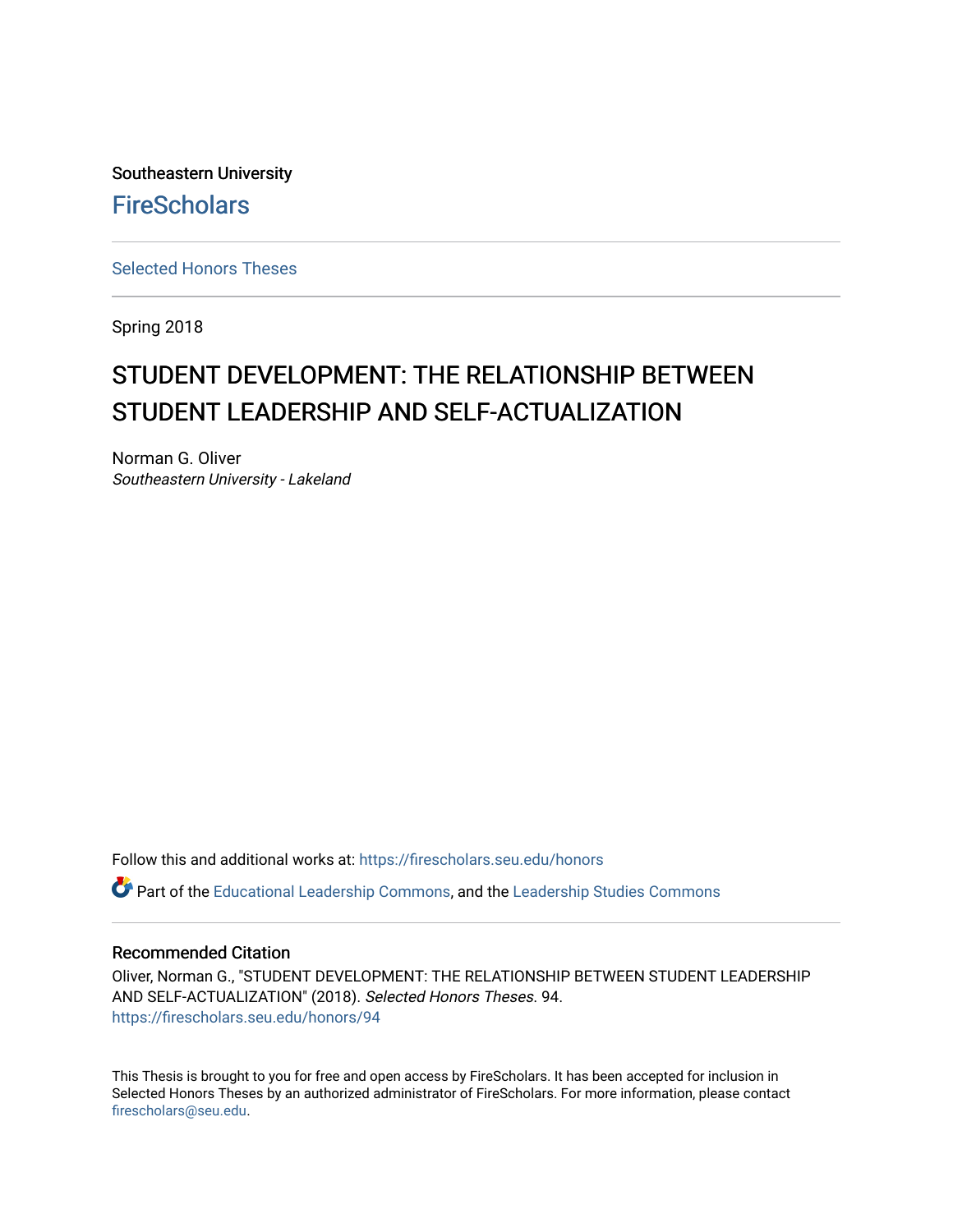Southeastern University

FireScholars

Selected Honors Theses

Spring 2018

# STUDENT DEVELOPMENT: THE RELATIONSHIP BETWEEN STUDENT LEADERSHIP AND SELF-ACTUALIZATION

Norman G. Oliver
*Southeastern University - Lakeland*

Follow this and additional works at: https://firescholars.seu.edu/honors

Part of the Educational Leadership Commons, and the Leadership Studies Commons

## Recommended Citation

Oliver, Norman G., "STUDENT DEVELOPMENT: THE RELATIONSHIP BETWEEN STUDENT LEADERSHIP AND SELF-ACTUALIZATION" (2018). *Selected Honors Theses*. 94.
https://firescholars.seu.edu/honors/94

This Thesis is brought to you for free and open access by FireScholars. It has been accepted for inclusion in Selected Honors Theses by an authorized administrator of FireScholars. For more information, please contact firescholars@seu.edu.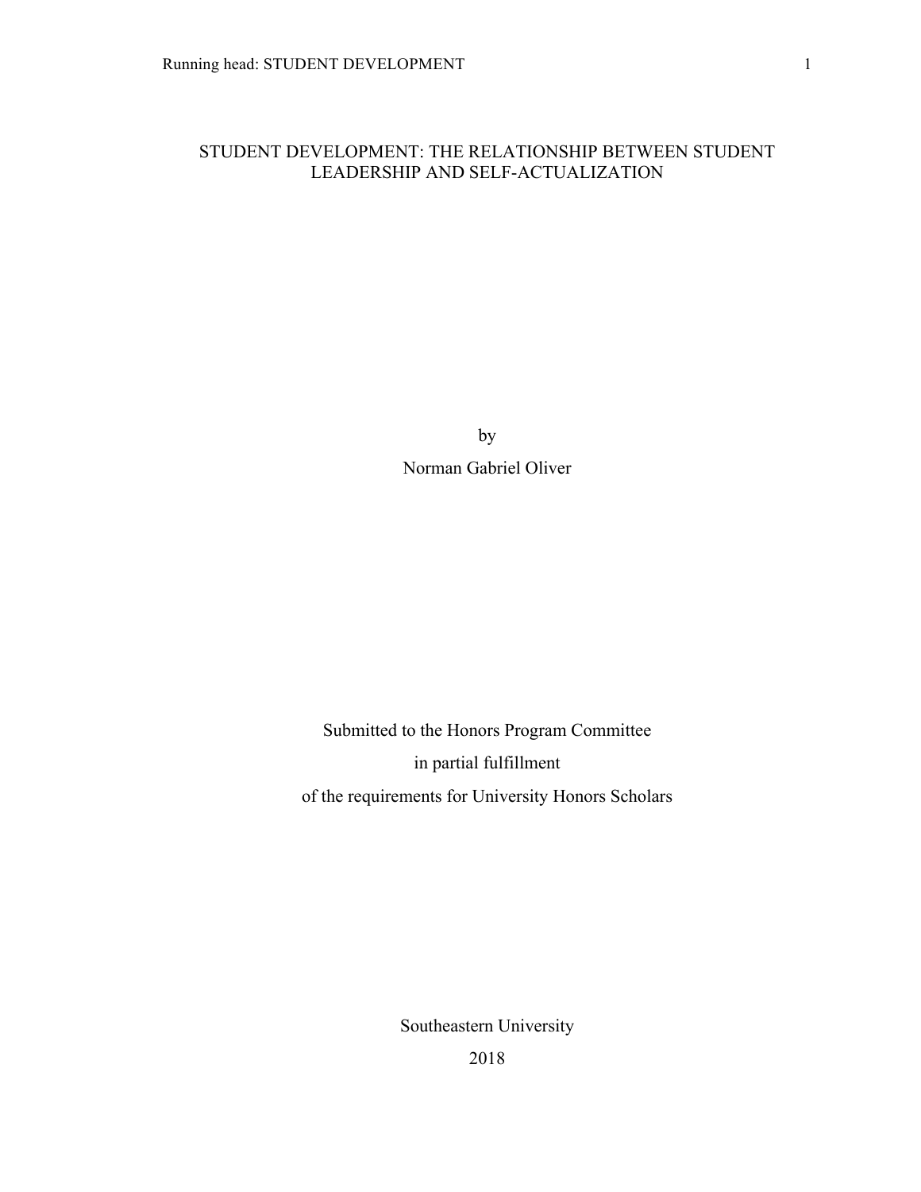# STUDENT DEVELOPMENT: THE RELATIONSHIP BETWEEN STUDENT LEADERSHIP AND SELF-ACTUALIZATION

by

Norman Gabriel Oliver

Submitted to the Honors Program Committee

in partial fulfillment

of the requirements for University Honors Scholars

Southeastern University

2018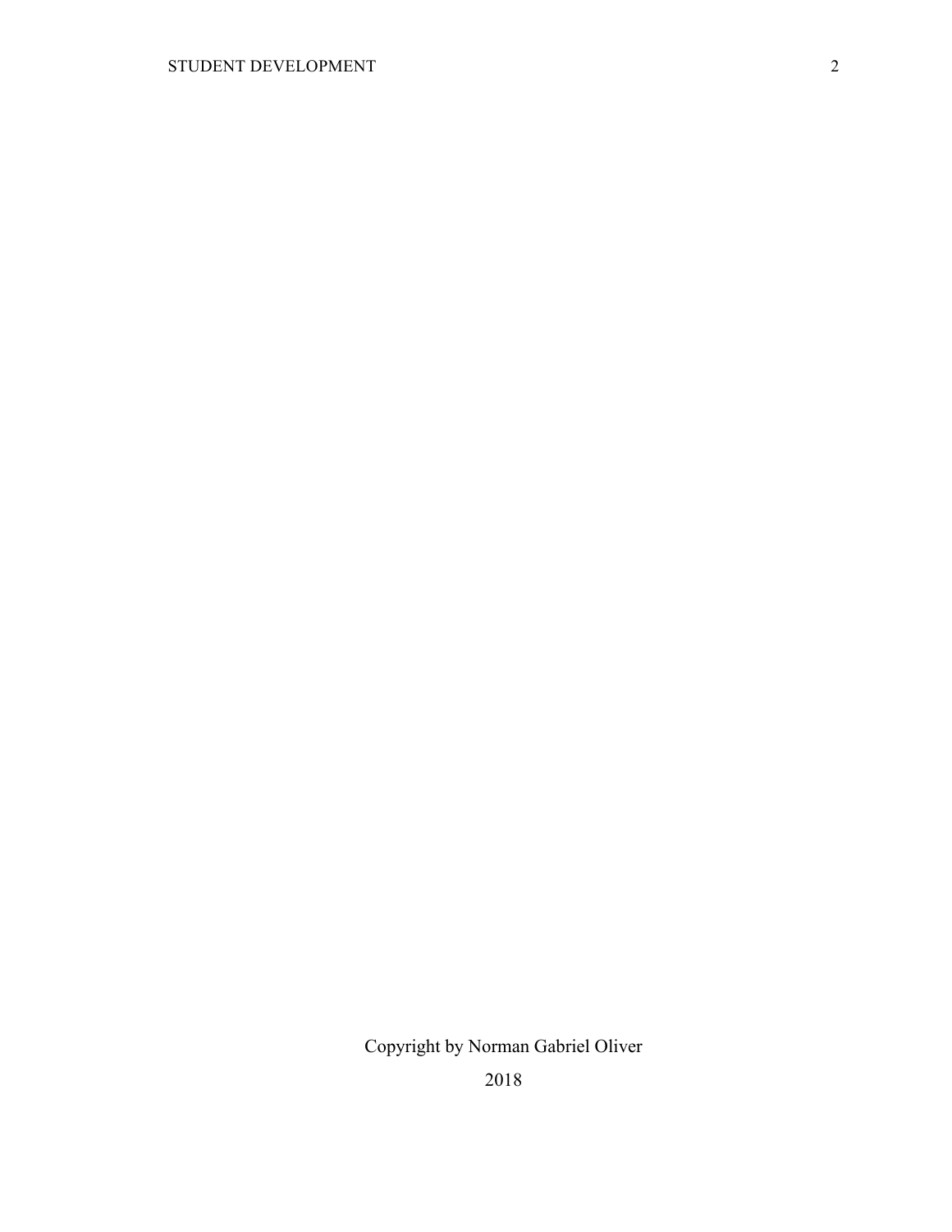Copyright by Norman Gabriel Oliver

2018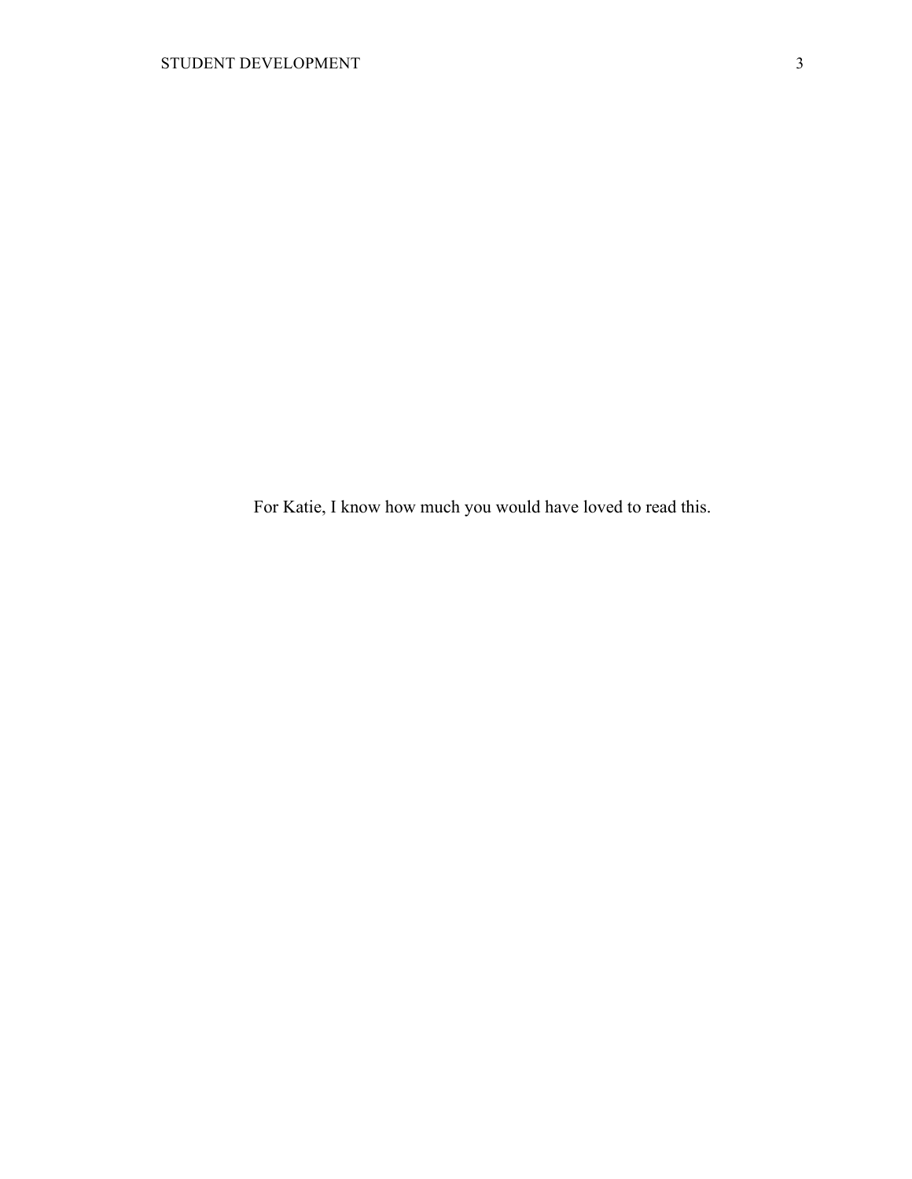For Katie, I know how much you would have loved to read this.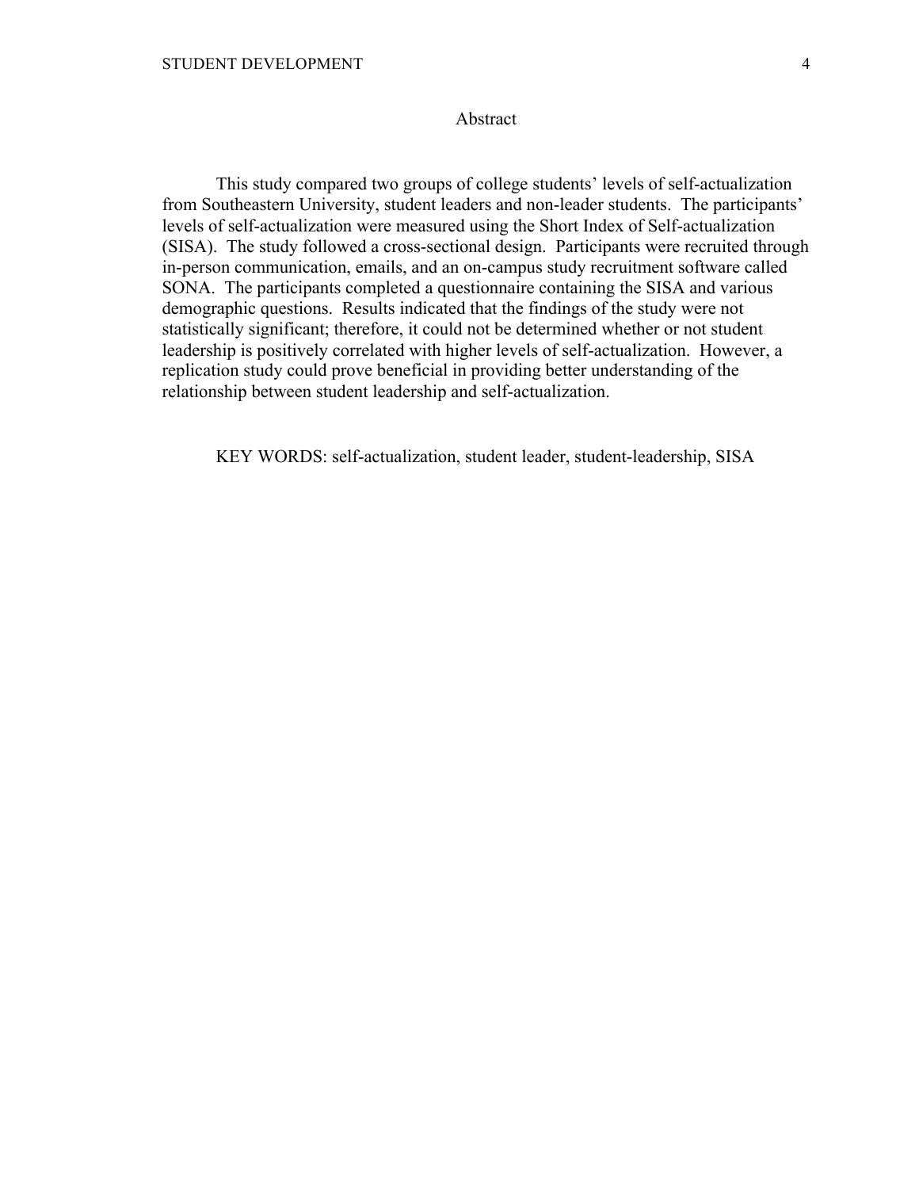# Abstract

This study compared two groups of college students' levels of self-actualization from Southeastern University, student leaders and non-leader students. The participants' levels of self-actualization were measured using the Short Index of Self-actualization (SISA). The study followed a cross-sectional design. Participants were recruited through in-person communication, emails, and an on-campus study recruitment software called SONA. The participants completed a questionnaire containing the SISA and various demographic questions. Results indicated that the findings of the study were not statistically significant; therefore, it could not be determined whether or not student leadership is positively correlated with higher levels of self-actualization. However, a replication study could prove beneficial in providing better understanding of the relationship between student leadership and self-actualization.

KEY WORDS: self-actualization, student leader, student-leadership, SISA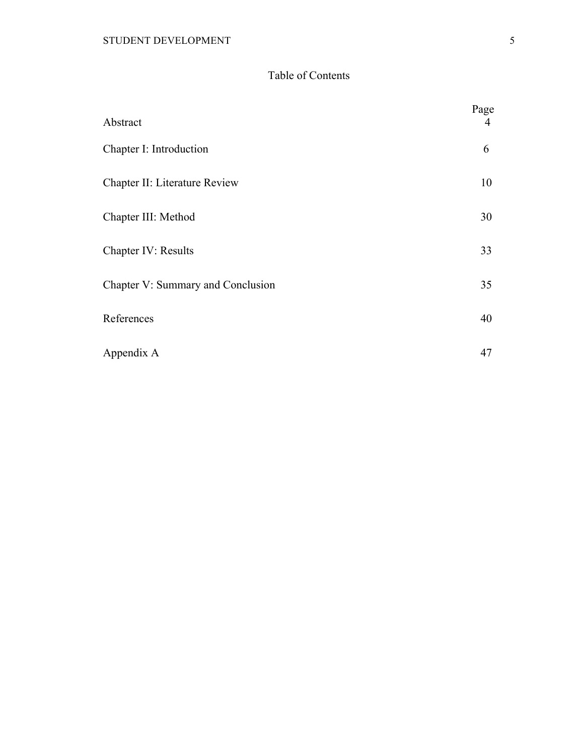# Table of Contents

| | Page |
|---|---|
| Abstract | 4 |
| Chapter I: Introduction | 6 |
| Chapter II: Literature Review | 10 |
| Chapter III: Method | 30 |
| Chapter IV: Results | 33 |
| Chapter V: Summary and Conclusion | 35 |
| References | 40 |
| Appendix A | 47 |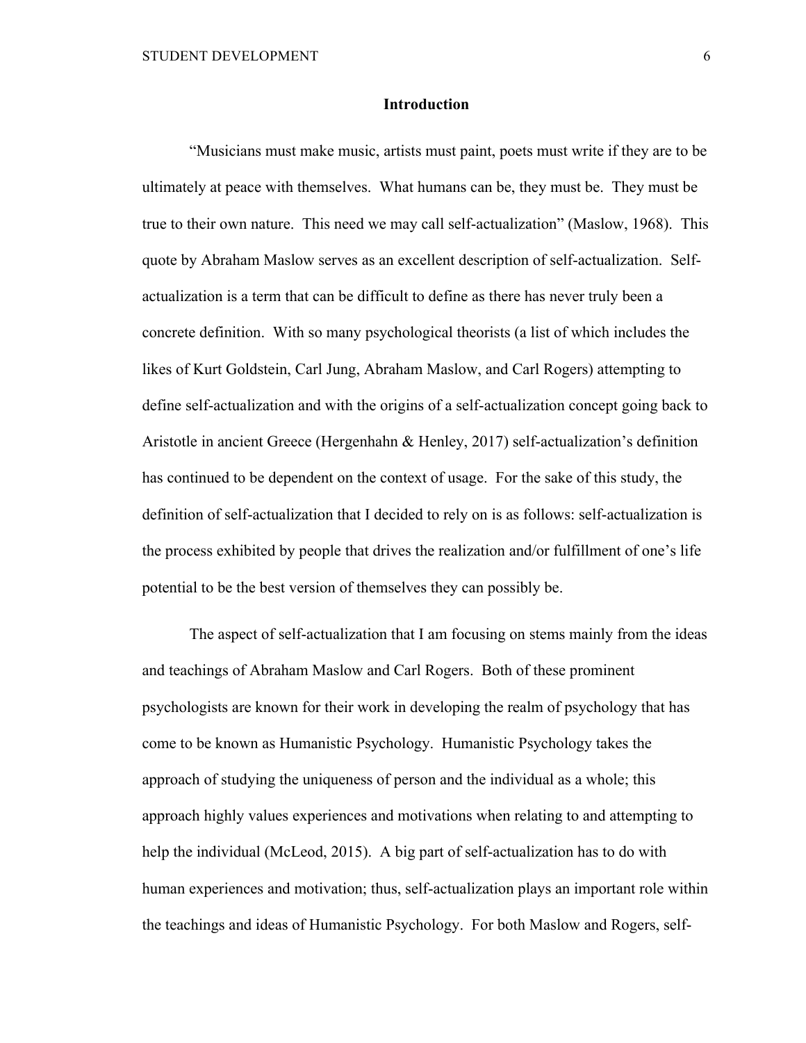## Introduction

"Musicians must make music, artists must paint, poets must write if they are to be ultimately at peace with themselves. What humans can be, they must be. They must be true to their own nature. This need we may call self-actualization" (Maslow, 1968). This quote by Abraham Maslow serves as an excellent description of self-actualization. Self-actualization is a term that can be difficult to define as there has never truly been a concrete definition. With so many psychological theorists (a list of which includes the likes of Kurt Goldstein, Carl Jung, Abraham Maslow, and Carl Rogers) attempting to define self-actualization and with the origins of a self-actualization concept going back to Aristotle in ancient Greece (Hergenhahn & Henley, 2017) self-actualization's definition has continued to be dependent on the context of usage. For the sake of this study, the definition of self-actualization that I decided to rely on is as follows: self-actualization is the process exhibited by people that drives the realization and/or fulfillment of one's life potential to be the best version of themselves they can possibly be.

The aspect of self-actualization that I am focusing on stems mainly from the ideas and teachings of Abraham Maslow and Carl Rogers. Both of these prominent psychologists are known for their work in developing the realm of psychology that has come to be known as Humanistic Psychology. Humanistic Psychology takes the approach of studying the uniqueness of person and the individual as a whole; this approach highly values experiences and motivations when relating to and attempting to help the individual (McLeod, 2015). A big part of self-actualization has to do with human experiences and motivation; thus, self-actualization plays an important role within the teachings and ideas of Humanistic Psychology. For both Maslow and Rogers, self-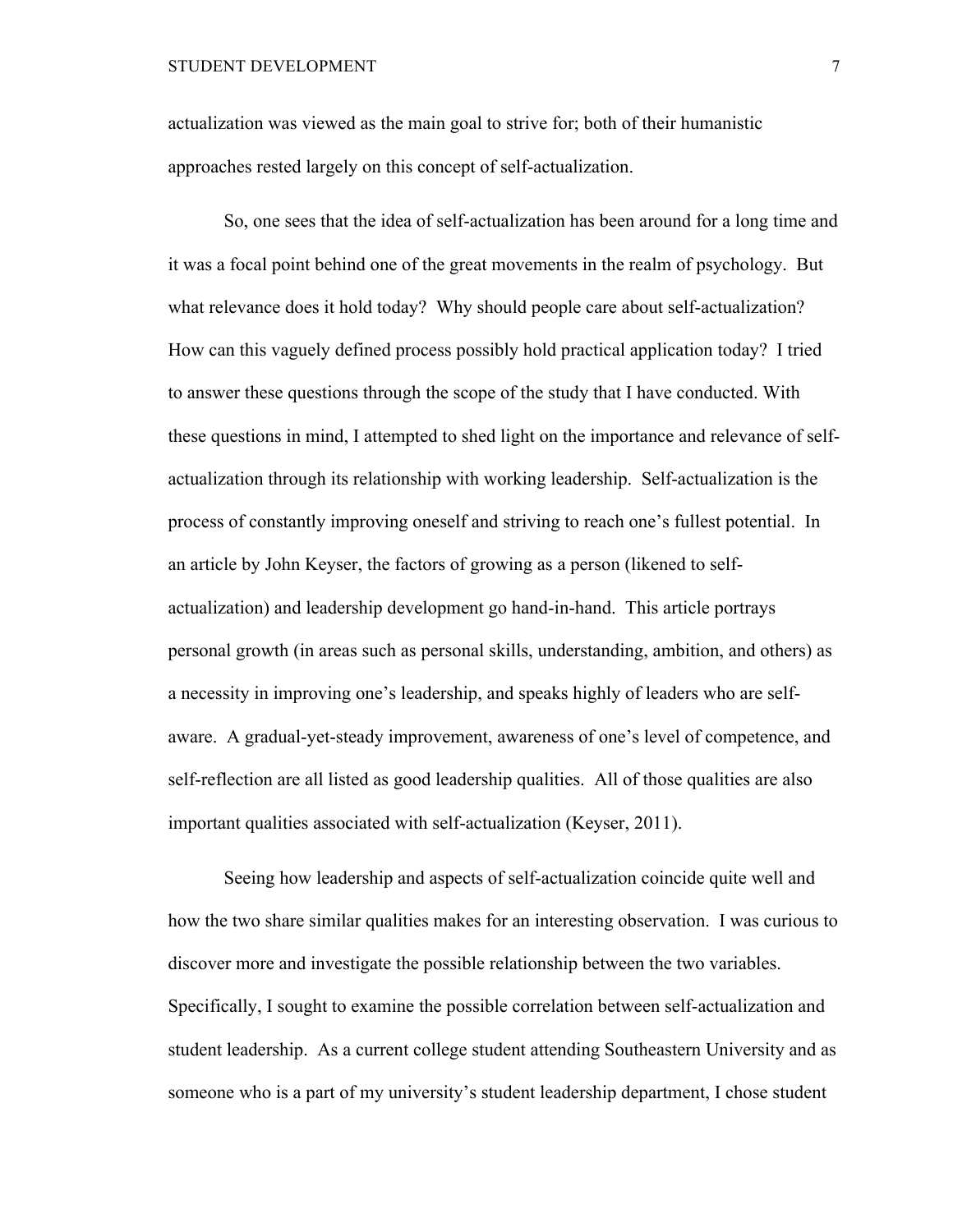actualization was viewed as the main goal to strive for; both of their humanistic approaches rested largely on this concept of self-actualization.

So, one sees that the idea of self-actualization has been around for a long time and it was a focal point behind one of the great movements in the realm of psychology. But what relevance does it hold today? Why should people care about self-actualization? How can this vaguely defined process possibly hold practical application today? I tried to answer these questions through the scope of the study that I have conducted. With these questions in mind, I attempted to shed light on the importance and relevance of self-actualization through its relationship with working leadership. Self-actualization is the process of constantly improving oneself and striving to reach one's fullest potential. In an article by John Keyser, the factors of growing as a person (likened to self-actualization) and leadership development go hand-in-hand. This article portrays personal growth (in areas such as personal skills, understanding, ambition, and others) as a necessity in improving one's leadership, and speaks highly of leaders who are self-aware. A gradual-yet-steady improvement, awareness of one's level of competence, and self-reflection are all listed as good leadership qualities. All of those qualities are also important qualities associated with self-actualization (Keyser, 2011).

Seeing how leadership and aspects of self-actualization coincide quite well and how the two share similar qualities makes for an interesting observation. I was curious to discover more and investigate the possible relationship between the two variables. Specifically, I sought to examine the possible correlation between self-actualization and student leadership. As a current college student attending Southeastern University and as someone who is a part of my university's student leadership department, I chose student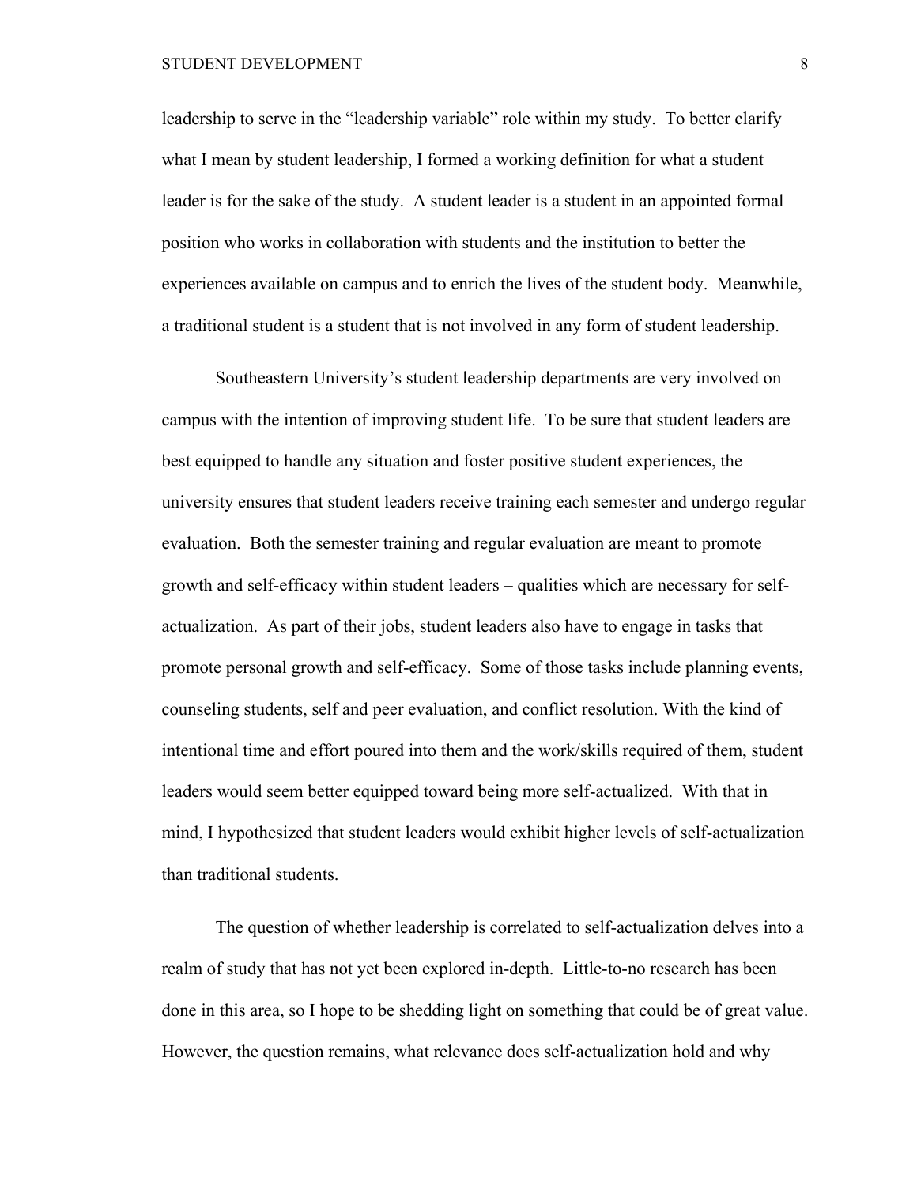leadership to serve in the "leadership variable" role within my study. To better clarify what I mean by student leadership, I formed a working definition for what a student leader is for the sake of the study. A student leader is a student in an appointed formal position who works in collaboration with students and the institution to better the experiences available on campus and to enrich the lives of the student body. Meanwhile, a traditional student is a student that is not involved in any form of student leadership.

Southeastern University's student leadership departments are very involved on campus with the intention of improving student life. To be sure that student leaders are best equipped to handle any situation and foster positive student experiences, the university ensures that student leaders receive training each semester and undergo regular evaluation. Both the semester training and regular evaluation are meant to promote growth and self-efficacy within student leaders – qualities which are necessary for self-actualization. As part of their jobs, student leaders also have to engage in tasks that promote personal growth and self-efficacy. Some of those tasks include planning events, counseling students, self and peer evaluation, and conflict resolution. With the kind of intentional time and effort poured into them and the work/skills required of them, student leaders would seem better equipped toward being more self-actualized. With that in mind, I hypothesized that student leaders would exhibit higher levels of self-actualization than traditional students.

The question of whether leadership is correlated to self-actualization delves into a realm of study that has not yet been explored in-depth. Little-to-no research has been done in this area, so I hope to be shedding light on something that could be of great value. However, the question remains, what relevance does self-actualization hold and why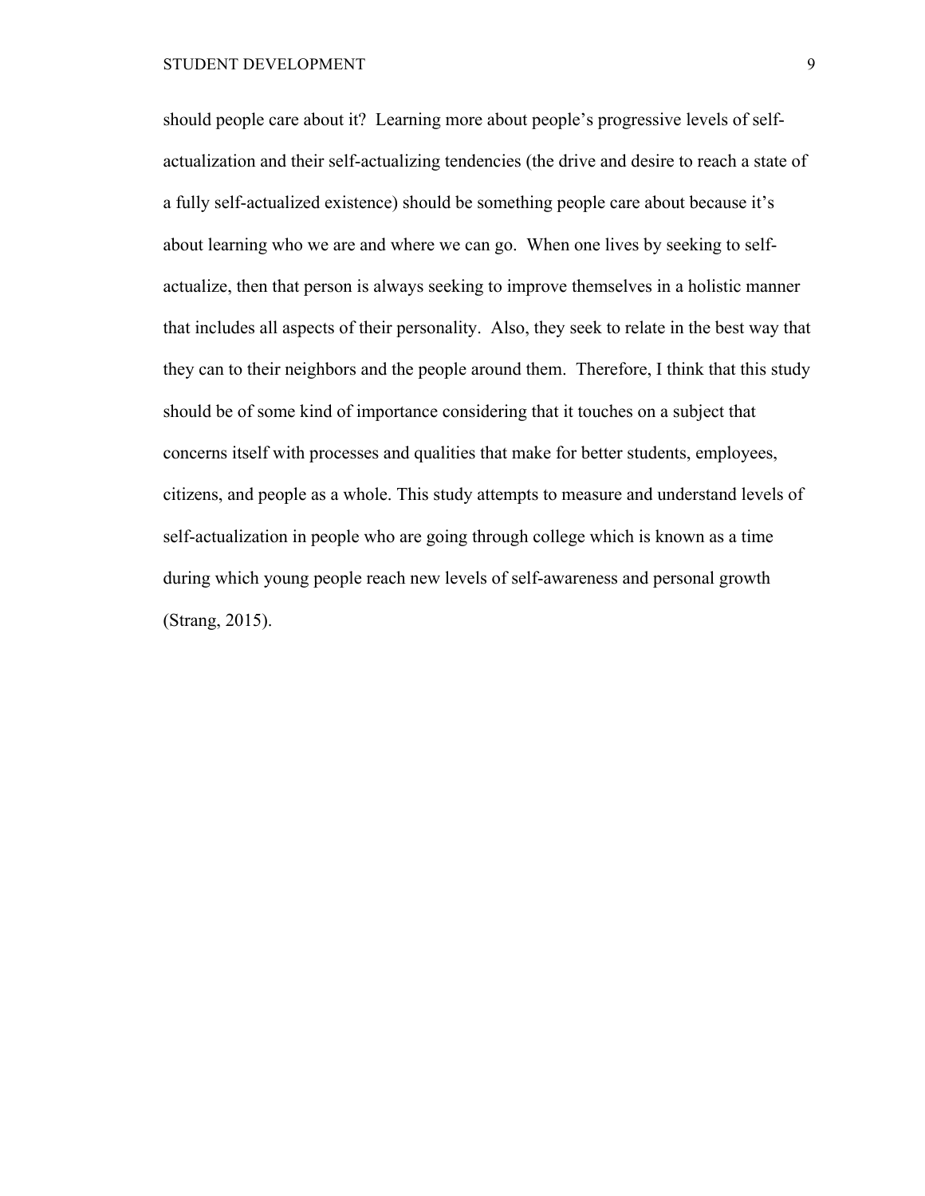should people care about it? Learning more about people's progressive levels of self-actualization and their self-actualizing tendencies (the drive and desire to reach a state of a fully self-actualized existence) should be something people care about because it's about learning who we are and where we can go. When one lives by seeking to self-actualize, then that person is always seeking to improve themselves in a holistic manner that includes all aspects of their personality. Also, they seek to relate in the best way that they can to their neighbors and the people around them. Therefore, I think that this study should be of some kind of importance considering that it touches on a subject that concerns itself with processes and qualities that make for better students, employees, citizens, and people as a whole. This study attempts to measure and understand levels of self-actualization in people who are going through college which is known as a time during which young people reach new levels of self-awareness and personal growth (Strang, 2015).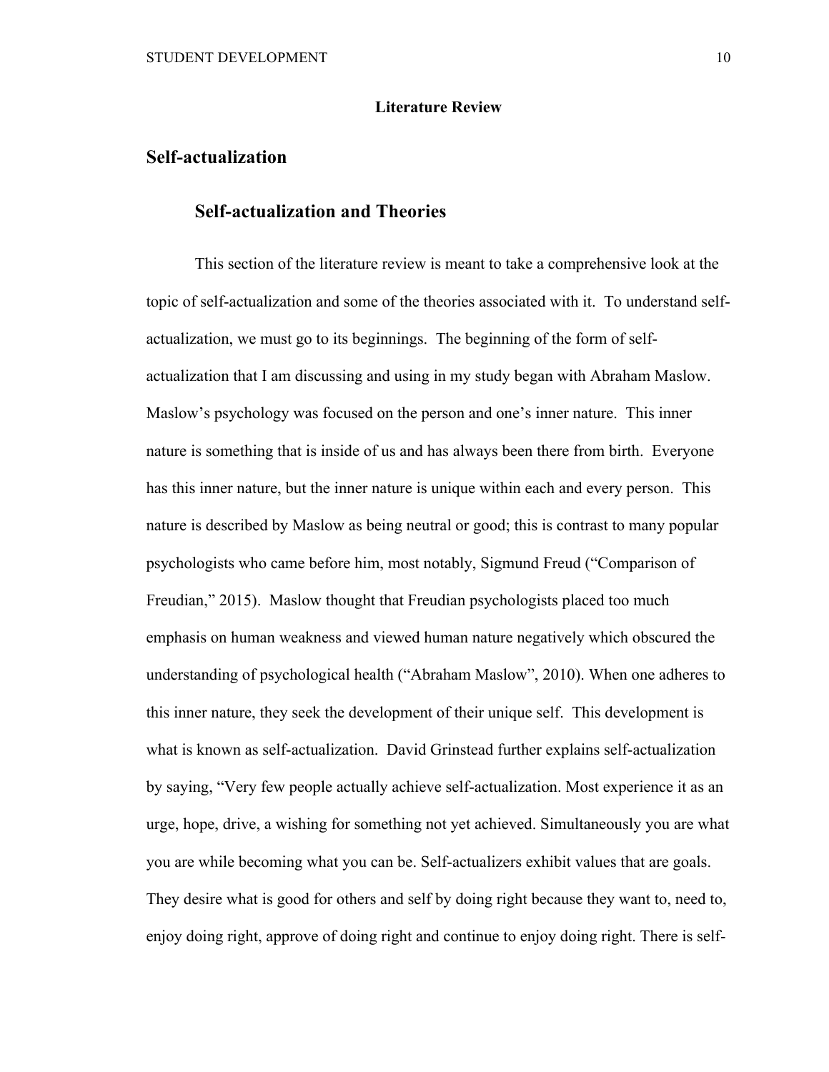**Literature Review**

# Self-actualization

## Self-actualization and Theories

This section of the literature review is meant to take a comprehensive look at the topic of self-actualization and some of the theories associated with it. To understand self-actualization, we must go to its beginnings. The beginning of the form of self-actualization that I am discussing and using in my study began with Abraham Maslow. Maslow's psychology was focused on the person and one's inner nature. This inner nature is something that is inside of us and has always been there from birth. Everyone has this inner nature, but the inner nature is unique within each and every person. This nature is described by Maslow as being neutral or good; this is contrast to many popular psychologists who came before him, most notably, Sigmund Freud ("Comparison of Freudian," 2015). Maslow thought that Freudian psychologists placed too much emphasis on human weakness and viewed human nature negatively which obscured the understanding of psychological health ("Abraham Maslow", 2010). When one adheres to this inner nature, they seek the development of their unique self. This development is what is known as self-actualization. David Grinstead further explains self-actualization by saying, "Very few people actually achieve self-actualization. Most experience it as an urge, hope, drive, a wishing for something not yet achieved. Simultaneously you are what you are while becoming what you can be. Self-actualizers exhibit values that are goals. They desire what is good for others and self by doing right because they want to, need to, enjoy doing right, approve of doing right and continue to enjoy doing right. There is self-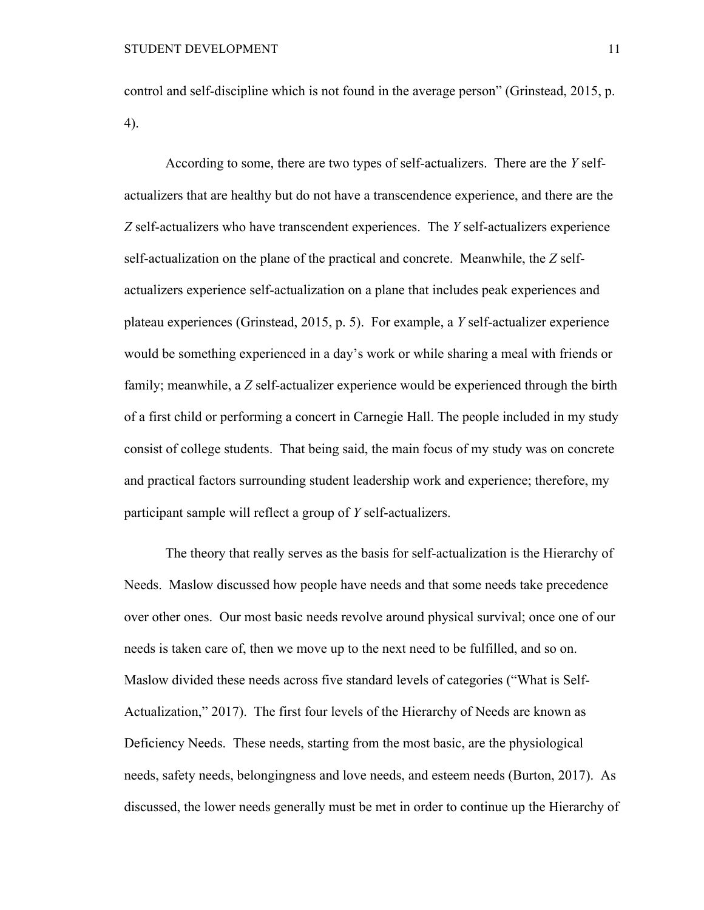control and self-discipline which is not found in the average person" (Grinstead, 2015, p. 4).

According to some, there are two types of self-actualizers. There are the *Y* self-actualizers that are healthy but do not have a transcendence experience, and there are the *Z* self-actualizers who have transcendent experiences. The *Y* self-actualizers experience self-actualization on the plane of the practical and concrete. Meanwhile, the *Z* self-actualizers experience self-actualization on a plane that includes peak experiences and plateau experiences (Grinstead, 2015, p. 5). For example, a *Y* self-actualizer experience would be something experienced in a day's work or while sharing a meal with friends or family; meanwhile, a *Z* self-actualizer experience would be experienced through the birth of a first child or performing a concert in Carnegie Hall. The people included in my study consist of college students. That being said, the main focus of my study was on concrete and practical factors surrounding student leadership work and experience; therefore, my participant sample will reflect a group of *Y* self-actualizers.

The theory that really serves as the basis for self-actualization is the Hierarchy of Needs. Maslow discussed how people have needs and that some needs take precedence over other ones. Our most basic needs revolve around physical survival; once one of our needs is taken care of, then we move up to the next need to be fulfilled, and so on. Maslow divided these needs across five standard levels of categories ("What is Self-Actualization," 2017). The first four levels of the Hierarchy of Needs are known as Deficiency Needs. These needs, starting from the most basic, are the physiological needs, safety needs, belongingness and love needs, and esteem needs (Burton, 2017). As discussed, the lower needs generally must be met in order to continue up the Hierarchy of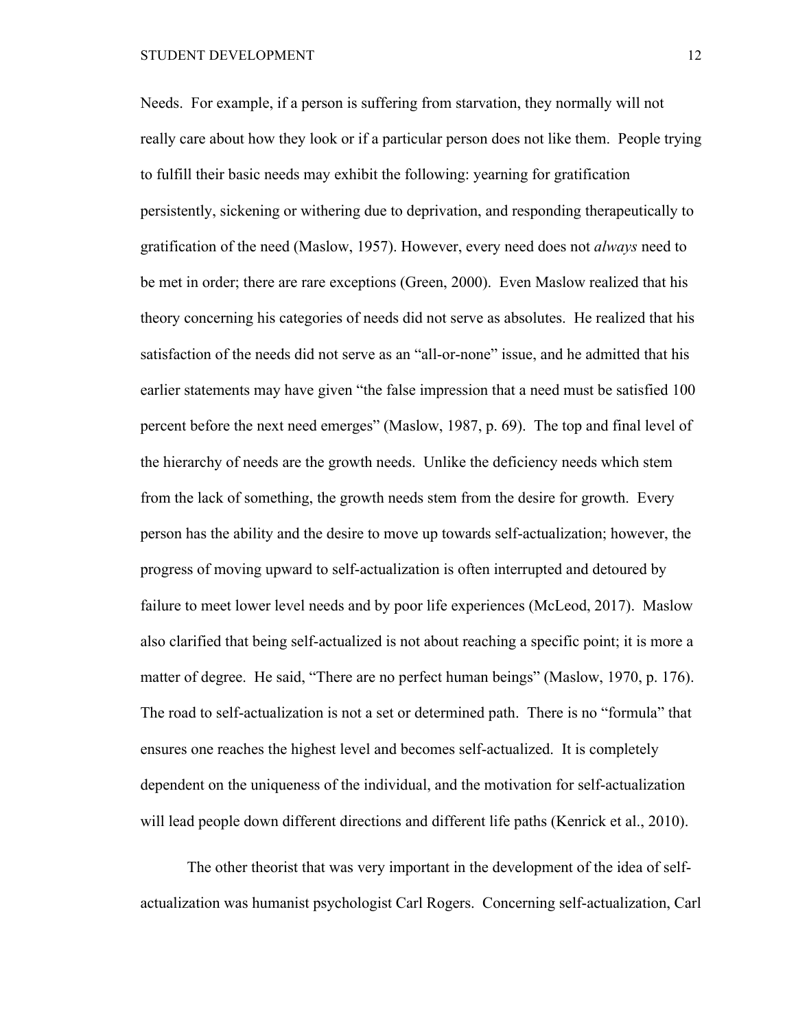Needs. For example, if a person is suffering from starvation, they normally will not really care about how they look or if a particular person does not like them. People trying to fulfill their basic needs may exhibit the following: yearning for gratification persistently, sickening or withering due to deprivation, and responding therapeutically to gratification of the need (Maslow, 1957). However, every need does not *always* need to be met in order; there are rare exceptions (Green, 2000). Even Maslow realized that his theory concerning his categories of needs did not serve as absolutes. He realized that his satisfaction of the needs did not serve as an "all-or-none" issue, and he admitted that his earlier statements may have given "the false impression that a need must be satisfied 100 percent before the next need emerges" (Maslow, 1987, p. 69). The top and final level of the hierarchy of needs are the growth needs. Unlike the deficiency needs which stem from the lack of something, the growth needs stem from the desire for growth. Every person has the ability and the desire to move up towards self-actualization; however, the progress of moving upward to self-actualization is often interrupted and detoured by failure to meet lower level needs and by poor life experiences (McLeod, 2017). Maslow also clarified that being self-actualized is not about reaching a specific point; it is more a matter of degree. He said, "There are no perfect human beings" (Maslow, 1970, p. 176). The road to self-actualization is not a set or determined path. There is no "formula" that ensures one reaches the highest level and becomes self-actualized. It is completely dependent on the uniqueness of the individual, and the motivation for self-actualization will lead people down different directions and different life paths (Kenrick et al., 2010).

The other theorist that was very important in the development of the idea of self-actualization was humanist psychologist Carl Rogers. Concerning self-actualization, Carl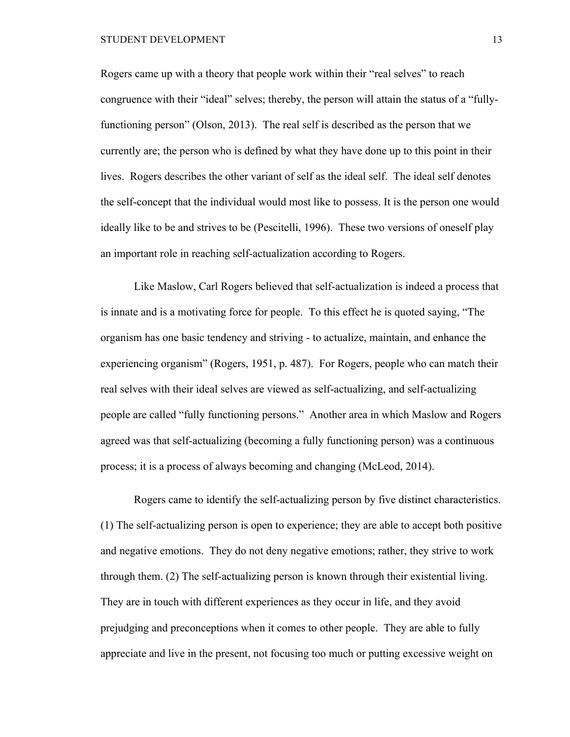Rogers came up with a theory that people work within their "real selves" to reach congruence with their "ideal" selves; thereby, the person will attain the status of a "fully-functioning person" (Olson, 2013). The real self is described as the person that we currently are; the person who is defined by what they have done up to this point in their lives. Rogers describes the other variant of self as the ideal self. The ideal self denotes the self-concept that the individual would most like to possess. It is the person one would ideally like to be and strives to be (Pescitelli, 1996). These two versions of oneself play an important role in reaching self-actualization according to Rogers.

Like Maslow, Carl Rogers believed that self-actualization is indeed a process that is innate and is a motivating force for people. To this effect he is quoted saying, "The organism has one basic tendency and striving - to actualize, maintain, and enhance the experiencing organism" (Rogers, 1951, p. 487). For Rogers, people who can match their real selves with their ideal selves are viewed as self-actualizing, and self-actualizing people are called "fully functioning persons." Another area in which Maslow and Rogers agreed was that self-actualizing (becoming a fully functioning person) was a continuous process; it is a process of always becoming and changing (McLeod, 2014).

Rogers came to identify the self-actualizing person by five distinct characteristics. (1) The self-actualizing person is open to experience; they are able to accept both positive and negative emotions. They do not deny negative emotions; rather, they strive to work through them. (2) The self-actualizing person is known through their existential living. They are in touch with different experiences as they occur in life, and they avoid prejudging and preconceptions when it comes to other people. They are able to fully appreciate and live in the present, not focusing too much or putting excessive weight on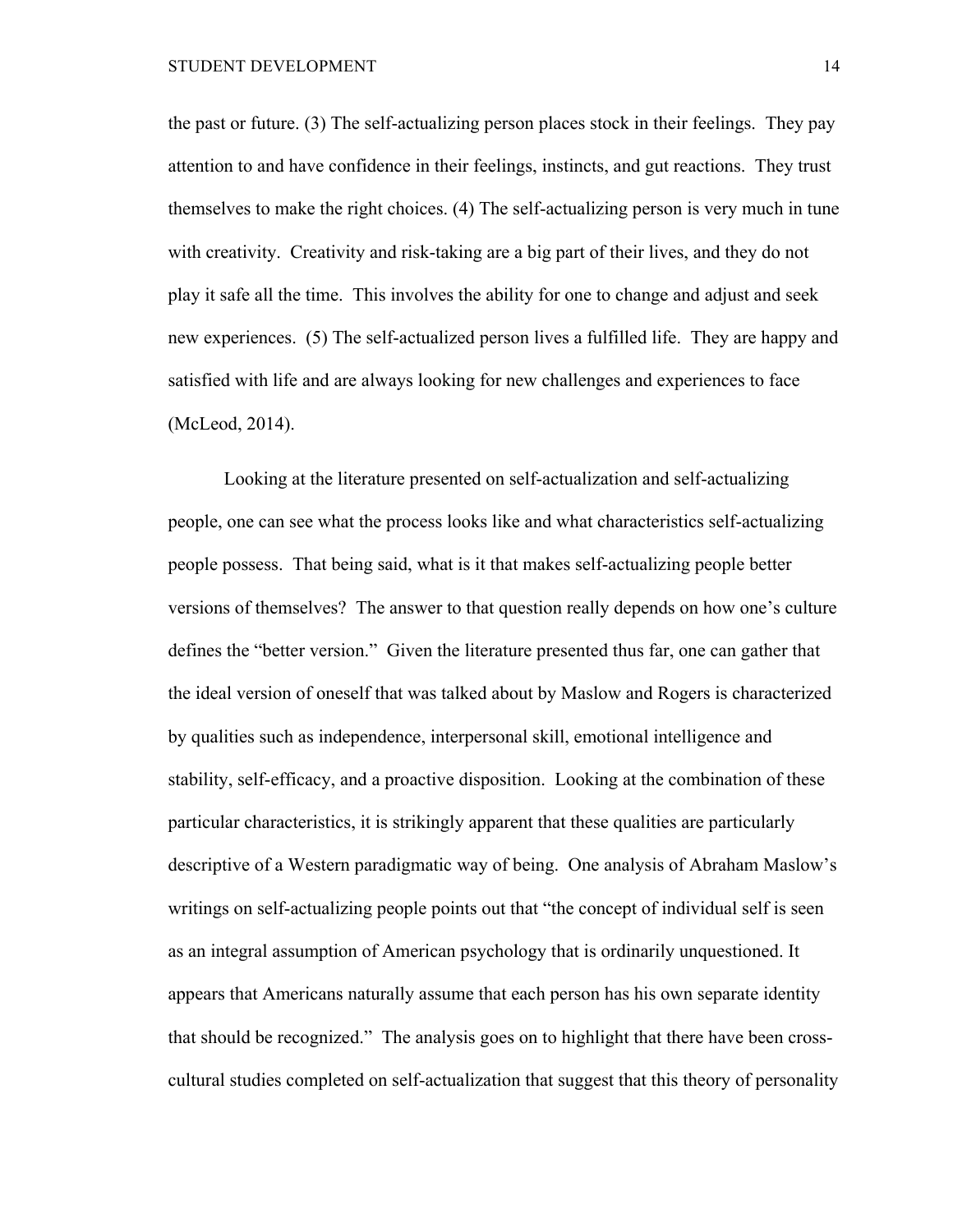the past or future. (3) The self-actualizing person places stock in their feelings. They pay attention to and have confidence in their feelings, instincts, and gut reactions. They trust themselves to make the right choices. (4) The self-actualizing person is very much in tune with creativity. Creativity and risk-taking are a big part of their lives, and they do not play it safe all the time. This involves the ability for one to change and adjust and seek new experiences. (5) The self-actualized person lives a fulfilled life. They are happy and satisfied with life and are always looking for new challenges and experiences to face (McLeod, 2014).

Looking at the literature presented on self-actualization and self-actualizing people, one can see what the process looks like and what characteristics self-actualizing people possess. That being said, what is it that makes self-actualizing people better versions of themselves? The answer to that question really depends on how one's culture defines the "better version." Given the literature presented thus far, one can gather that the ideal version of oneself that was talked about by Maslow and Rogers is characterized by qualities such as independence, interpersonal skill, emotional intelligence and stability, self-efficacy, and a proactive disposition. Looking at the combination of these particular characteristics, it is strikingly apparent that these qualities are particularly descriptive of a Western paradigmatic way of being. One analysis of Abraham Maslow's writings on self-actualizing people points out that "the concept of individual self is seen as an integral assumption of American psychology that is ordinarily unquestioned. It appears that Americans naturally assume that each person has his own separate identity that should be recognized." The analysis goes on to highlight that there have been cross-cultural studies completed on self-actualization that suggest that this theory of personality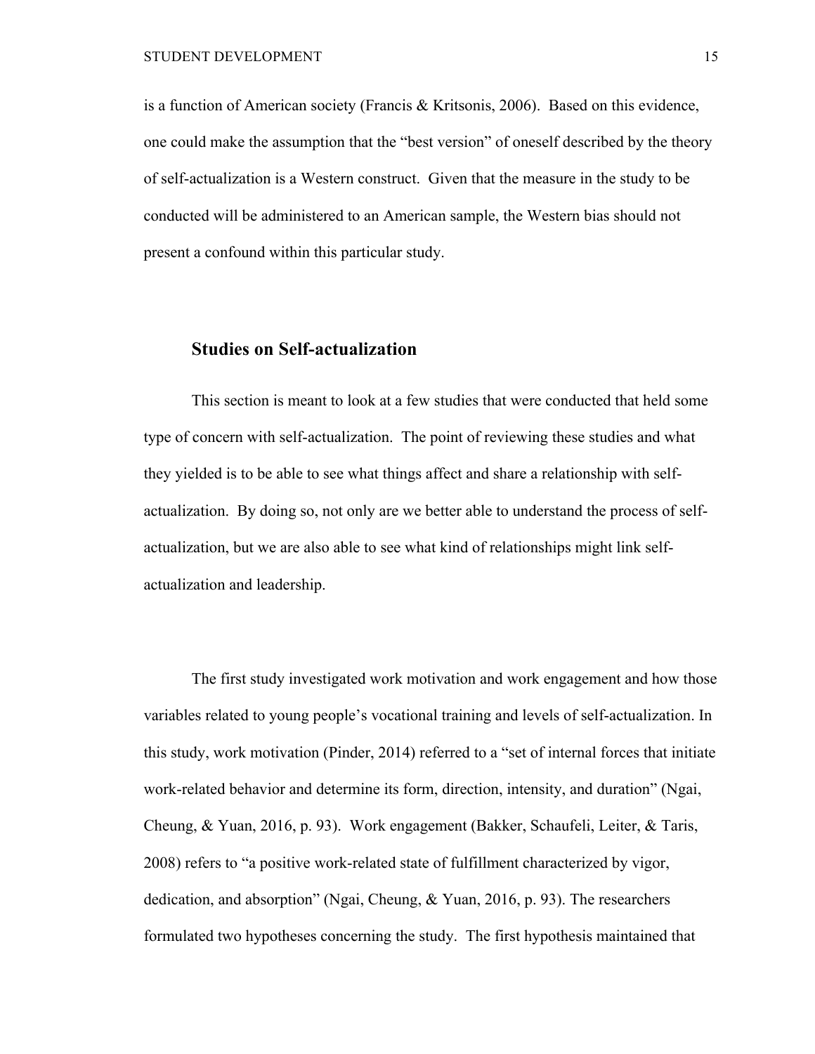is a function of American society (Francis & Kritsonis, 2006). Based on this evidence, one could make the assumption that the "best version" of oneself described by the theory of self-actualization is a Western construct. Given that the measure in the study to be conducted will be administered to an American sample, the Western bias should not present a confound within this particular study.

## Studies on Self-actualization

This section is meant to look at a few studies that were conducted that held some type of concern with self-actualization. The point of reviewing these studies and what they yielded is to be able to see what things affect and share a relationship with self-actualization. By doing so, not only are we better able to understand the process of self-actualization, but we are also able to see what kind of relationships might link self-actualization and leadership.

The first study investigated work motivation and work engagement and how those variables related to young people's vocational training and levels of self-actualization. In this study, work motivation (Pinder, 2014) referred to a "set of internal forces that initiate work-related behavior and determine its form, direction, intensity, and duration" (Ngai, Cheung, & Yuan, 2016, p. 93). Work engagement (Bakker, Schaufeli, Leiter, & Taris, 2008) refers to "a positive work-related state of fulfillment characterized by vigor, dedication, and absorption" (Ngai, Cheung, & Yuan, 2016, p. 93). The researchers formulated two hypotheses concerning the study. The first hypothesis maintained that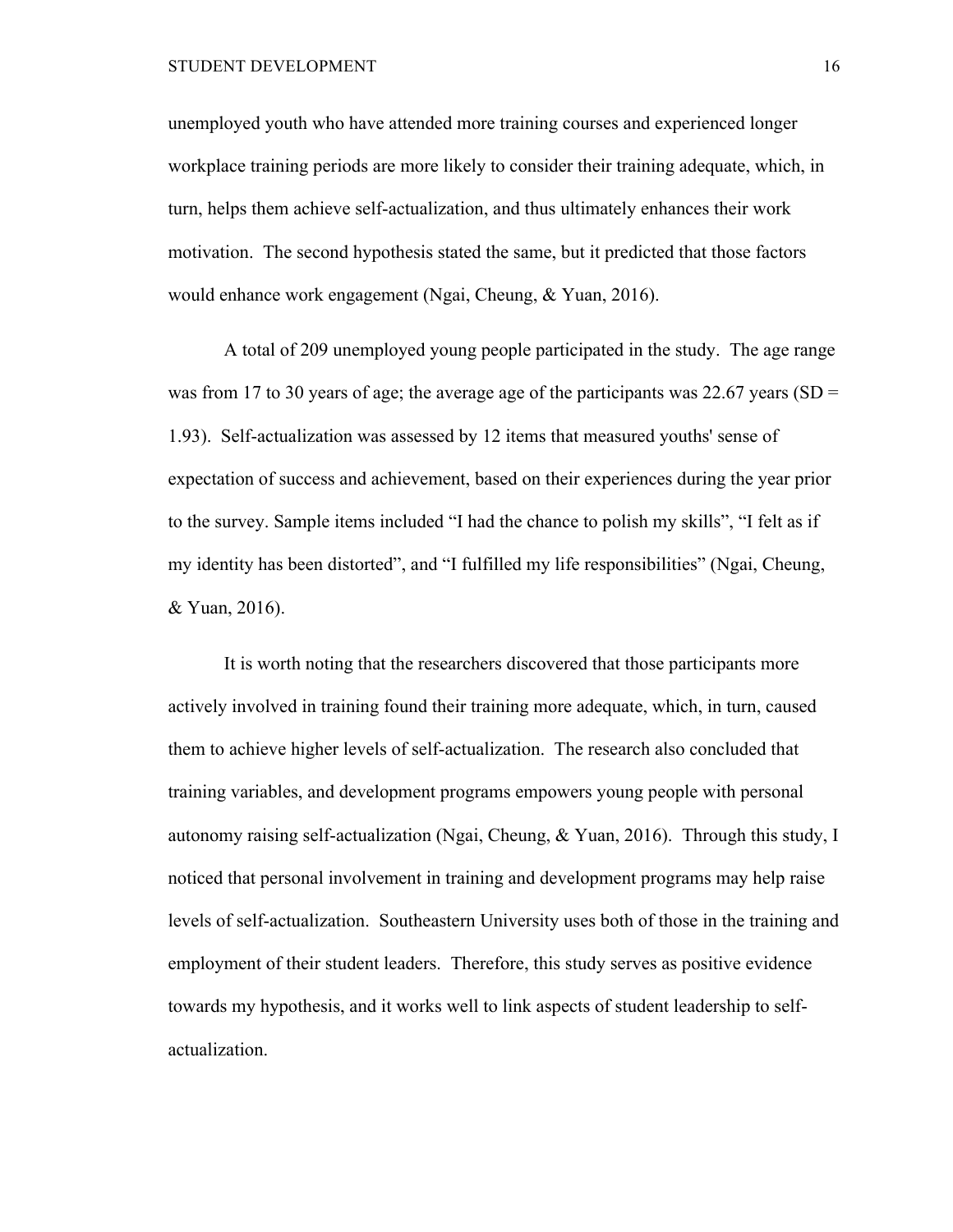unemployed youth who have attended more training courses and experienced longer workplace training periods are more likely to consider their training adequate, which, in turn, helps them achieve self-actualization, and thus ultimately enhances their work motivation. The second hypothesis stated the same, but it predicted that those factors would enhance work engagement (Ngai, Cheung, & Yuan, 2016).

A total of 209 unemployed young people participated in the study. The age range was from 17 to 30 years of age; the average age of the participants was 22.67 years (SD = 1.93). Self-actualization was assessed by 12 items that measured youths' sense of expectation of success and achievement, based on their experiences during the year prior to the survey. Sample items included “I had the chance to polish my skills”, “I felt as if my identity has been distorted”, and “I fulfilled my life responsibilities” (Ngai, Cheung, & Yuan, 2016).

It is worth noting that the researchers discovered that those participants more actively involved in training found their training more adequate, which, in turn, caused them to achieve higher levels of self-actualization. The research also concluded that training variables, and development programs empowers young people with personal autonomy raising self-actualization (Ngai, Cheung, & Yuan, 2016). Through this study, I noticed that personal involvement in training and development programs may help raise levels of self-actualization. Southeastern University uses both of those in the training and employment of their student leaders. Therefore, this study serves as positive evidence towards my hypothesis, and it works well to link aspects of student leadership to self-actualization.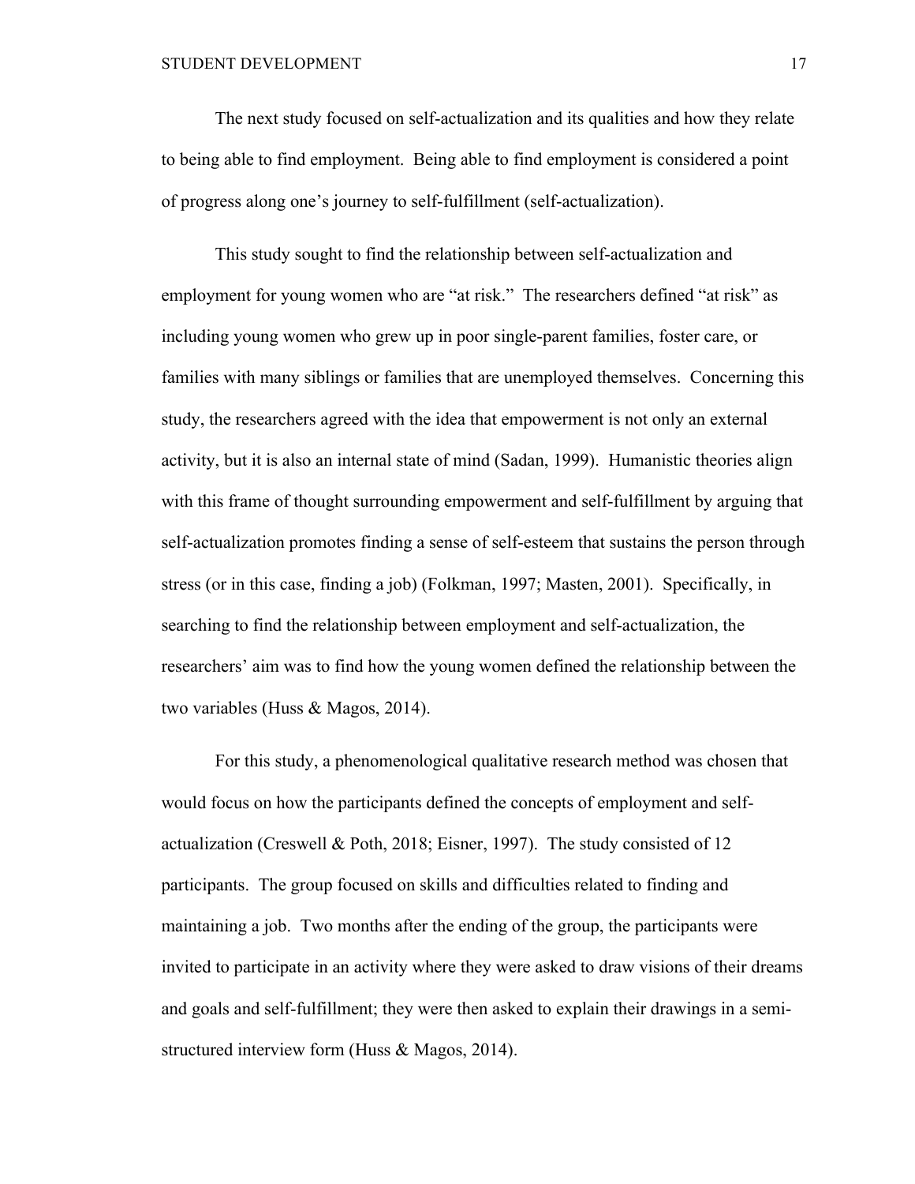The next study focused on self-actualization and its qualities and how they relate to being able to find employment. Being able to find employment is considered a point of progress along one's journey to self-fulfillment (self-actualization).

This study sought to find the relationship between self-actualization and employment for young women who are "at risk." The researchers defined "at risk" as including young women who grew up in poor single-parent families, foster care, or families with many siblings or families that are unemployed themselves. Concerning this study, the researchers agreed with the idea that empowerment is not only an external activity, but it is also an internal state of mind (Sadan, 1999). Humanistic theories align with this frame of thought surrounding empowerment and self-fulfillment by arguing that self-actualization promotes finding a sense of self-esteem that sustains the person through stress (or in this case, finding a job) (Folkman, 1997; Masten, 2001). Specifically, in searching to find the relationship between employment and self-actualization, the researchers' aim was to find how the young women defined the relationship between the two variables (Huss & Magos, 2014).

For this study, a phenomenological qualitative research method was chosen that would focus on how the participants defined the concepts of employment and self-actualization (Creswell & Poth, 2018; Eisner, 1997). The study consisted of 12 participants. The group focused on skills and difficulties related to finding and maintaining a job. Two months after the ending of the group, the participants were invited to participate in an activity where they were asked to draw visions of their dreams and goals and self-fulfillment; they were then asked to explain their drawings in a semi-structured interview form (Huss & Magos, 2014).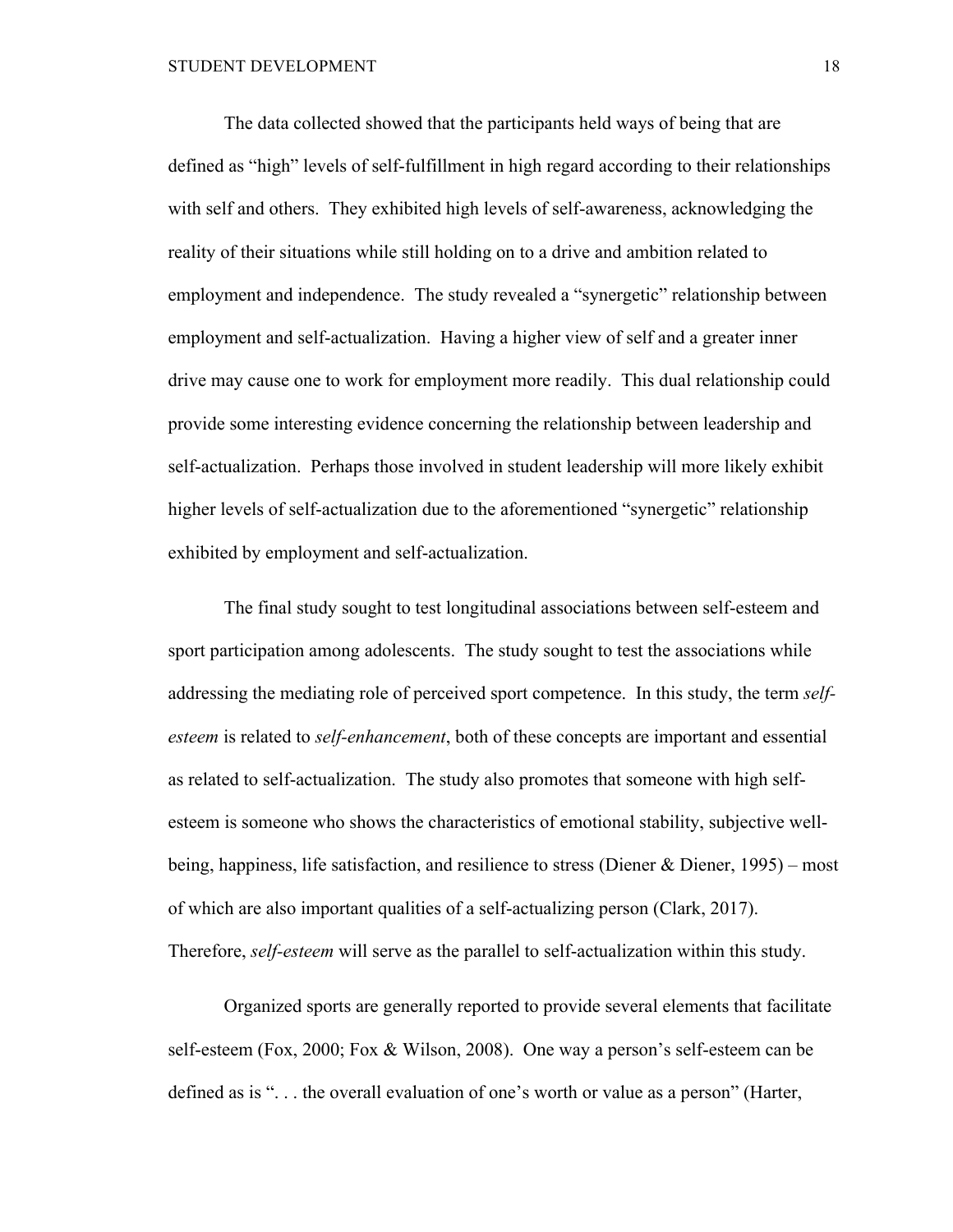The data collected showed that the participants held ways of being that are defined as "high" levels of self-fulfillment in high regard according to their relationships with self and others. They exhibited high levels of self-awareness, acknowledging the reality of their situations while still holding on to a drive and ambition related to employment and independence. The study revealed a "synergetic" relationship between employment and self-actualization. Having a higher view of self and a greater inner drive may cause one to work for employment more readily. This dual relationship could provide some interesting evidence concerning the relationship between leadership and self-actualization. Perhaps those involved in student leadership will more likely exhibit higher levels of self-actualization due to the aforementioned "synergetic" relationship exhibited by employment and self-actualization.

The final study sought to test longitudinal associations between self-esteem and sport participation among adolescents. The study sought to test the associations while addressing the mediating role of perceived sport competence. In this study, the term *self-esteem* is related to *self-enhancement*, both of these concepts are important and essential as related to self-actualization. The study also promotes that someone with high self-esteem is someone who shows the characteristics of emotional stability, subjective well-being, happiness, life satisfaction, and resilience to stress (Diener & Diener, 1995) – most of which are also important qualities of a self-actualizing person (Clark, 2017). Therefore, *self-esteem* will serve as the parallel to self-actualization within this study.

Organized sports are generally reported to provide several elements that facilitate self-esteem (Fox, 2000; Fox & Wilson, 2008). One way a person's self-esteem can be defined as is ". . . the overall evaluation of one's worth or value as a person" (Harter,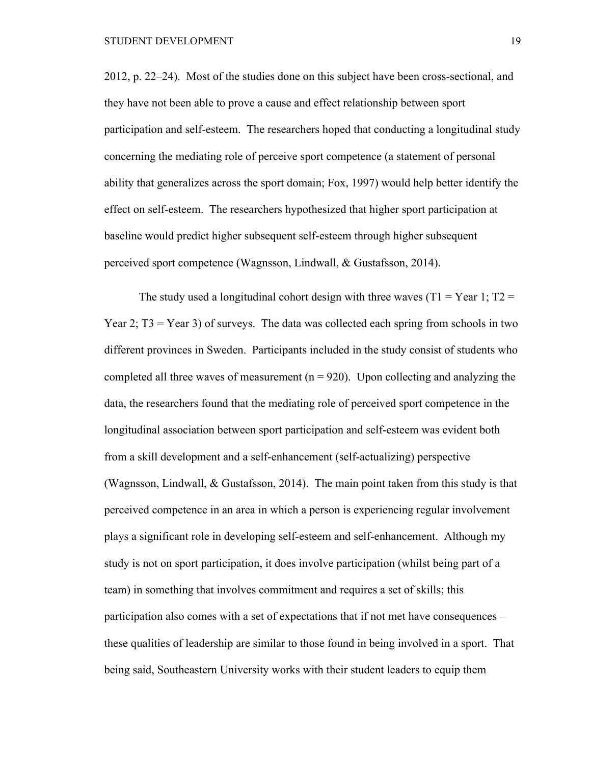2012, p. 22–24). Most of the studies done on this subject have been cross-sectional, and they have not been able to prove a cause and effect relationship between sport participation and self-esteem. The researchers hoped that conducting a longitudinal study concerning the mediating role of perceive sport competence (a statement of personal ability that generalizes across the sport domain; Fox, 1997) would help better identify the effect on self-esteem. The researchers hypothesized that higher sport participation at baseline would predict higher subsequent self-esteem through higher subsequent perceived sport competence (Wagnsson, Lindwall, & Gustafsson, 2014).

The study used a longitudinal cohort design with three waves (T1 = Year 1; T2 = Year 2; T3 = Year 3) of surveys. The data was collected each spring from schools in two different provinces in Sweden. Participants included in the study consist of students who completed all three waves of measurement (n = 920). Upon collecting and analyzing the data, the researchers found that the mediating role of perceived sport competence in the longitudinal association between sport participation and self-esteem was evident both from a skill development and a self-enhancement (self-actualizing) perspective (Wagnsson, Lindwall, & Gustafsson, 2014). The main point taken from this study is that perceived competence in an area in which a person is experiencing regular involvement plays a significant role in developing self-esteem and self-enhancement. Although my study is not on sport participation, it does involve participation (whilst being part of a team) in something that involves commitment and requires a set of skills; this participation also comes with a set of expectations that if not met have consequences – these qualities of leadership are similar to those found in being involved in a sport. That being said, Southeastern University works with their student leaders to equip them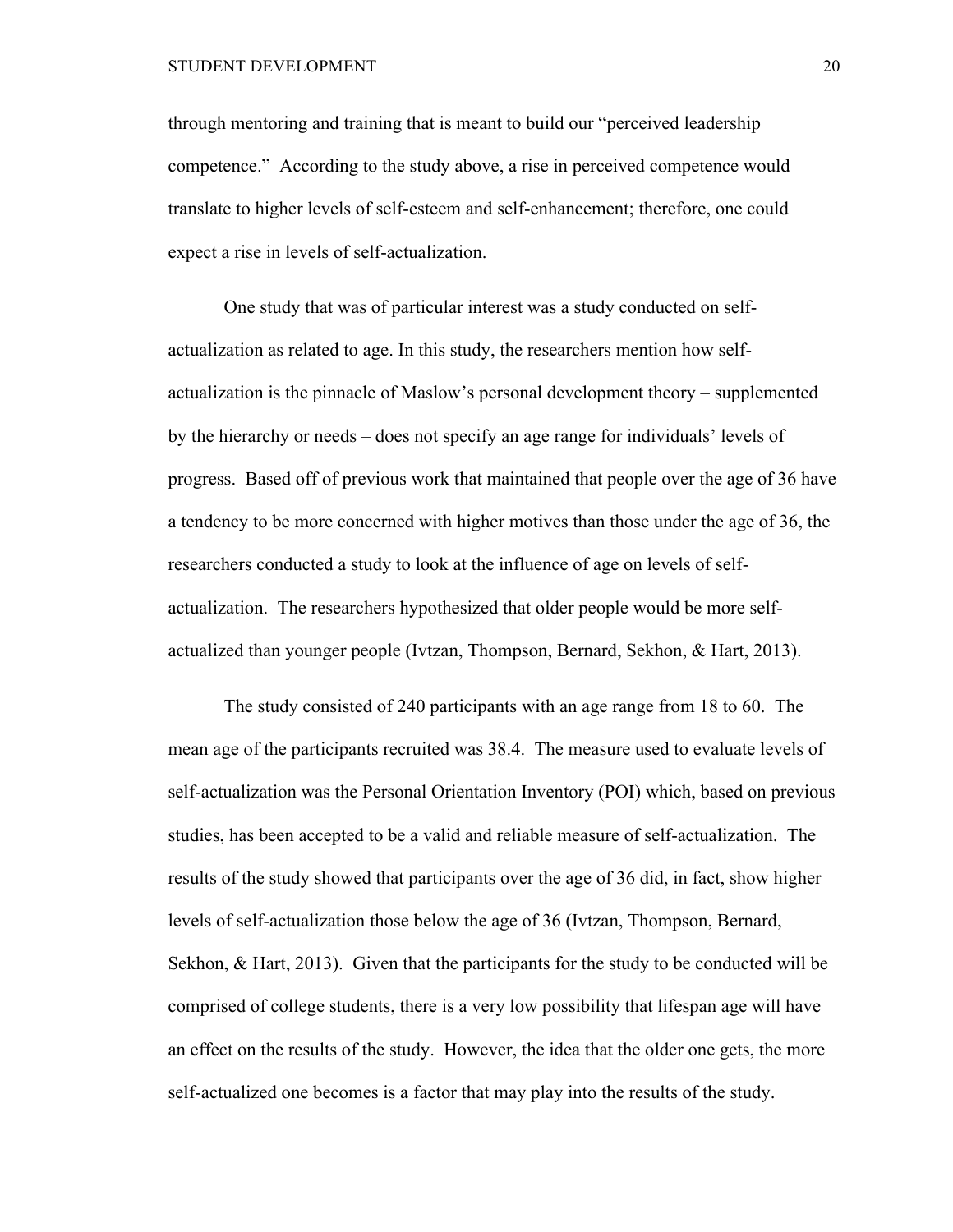through mentoring and training that is meant to build our "perceived leadership competence." According to the study above, a rise in perceived competence would translate to higher levels of self-esteem and self-enhancement; therefore, one could expect a rise in levels of self-actualization.

One study that was of particular interest was a study conducted on self-actualization as related to age. In this study, the researchers mention how self-actualization is the pinnacle of Maslow's personal development theory – supplemented by the hierarchy or needs – does not specify an age range for individuals' levels of progress. Based off of previous work that maintained that people over the age of 36 have a tendency to be more concerned with higher motives than those under the age of 36, the researchers conducted a study to look at the influence of age on levels of self-actualization. The researchers hypothesized that older people would be more self-actualized than younger people (Ivtzan, Thompson, Bernard, Sekhon, & Hart, 2013).

The study consisted of 240 participants with an age range from 18 to 60. The mean age of the participants recruited was 38.4. The measure used to evaluate levels of self-actualization was the Personal Orientation Inventory (POI) which, based on previous studies, has been accepted to be a valid and reliable measure of self-actualization. The results of the study showed that participants over the age of 36 did, in fact, show higher levels of self-actualization those below the age of 36 (Ivtzan, Thompson, Bernard, Sekhon, & Hart, 2013). Given that the participants for the study to be conducted will be comprised of college students, there is a very low possibility that lifespan age will have an effect on the results of the study. However, the idea that the older one gets, the more self-actualized one becomes is a factor that may play into the results of the study.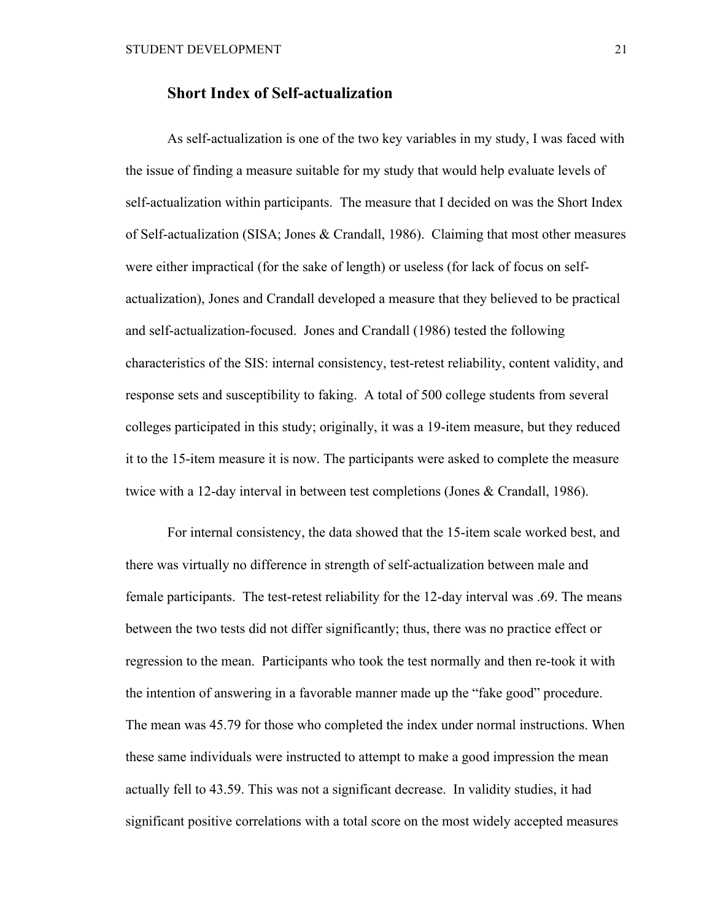## Short Index of Self-actualization

As self-actualization is one of the two key variables in my study, I was faced with the issue of finding a measure suitable for my study that would help evaluate levels of self-actualization within participants. The measure that I decided on was the Short Index of Self-actualization (SISA; Jones & Crandall, 1986). Claiming that most other measures were either impractical (for the sake of length) or useless (for lack of focus on self-actualization), Jones and Crandall developed a measure that they believed to be practical and self-actualization-focused. Jones and Crandall (1986) tested the following characteristics of the SIS: internal consistency, test-retest reliability, content validity, and response sets and susceptibility to faking. A total of 500 college students from several colleges participated in this study; originally, it was a 19-item measure, but they reduced it to the 15-item measure it is now. The participants were asked to complete the measure twice with a 12-day interval in between test completions (Jones & Crandall, 1986).

For internal consistency, the data showed that the 15-item scale worked best, and there was virtually no difference in strength of self-actualization between male and female participants. The test-retest reliability for the 12-day interval was .69. The means between the two tests did not differ significantly; thus, there was no practice effect or regression to the mean. Participants who took the test normally and then re-took it with the intention of answering in a favorable manner made up the "fake good" procedure. The mean was 45.79 for those who completed the index under normal instructions. When these same individuals were instructed to attempt to make a good impression the mean actually fell to 43.59. This was not a significant decrease. In validity studies, it had significant positive correlations with a total score on the most widely accepted measures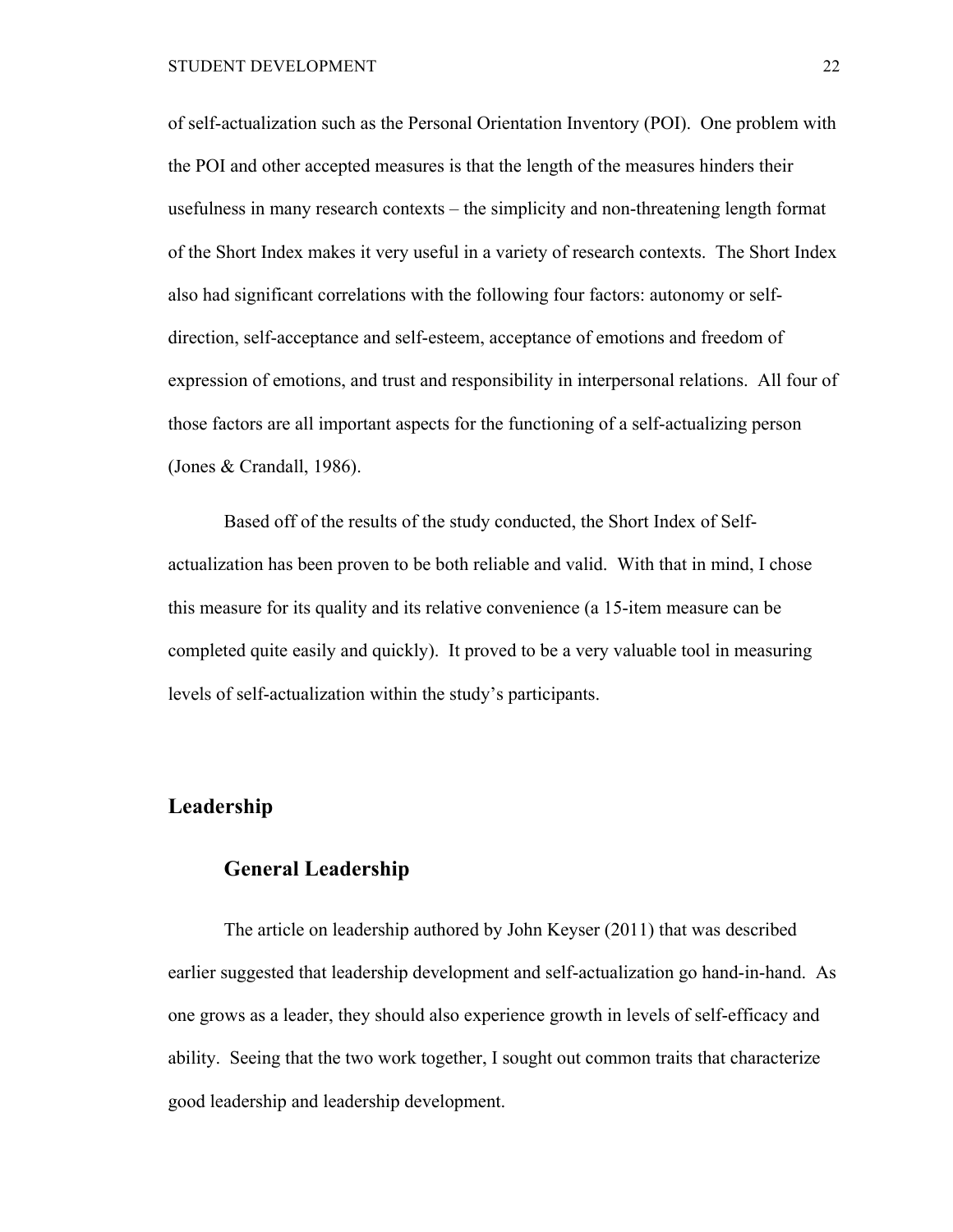of self-actualization such as the Personal Orientation Inventory (POI). One problem with the POI and other accepted measures is that the length of the measures hinders their usefulness in many research contexts – the simplicity and non-threatening length format of the Short Index makes it very useful in a variety of research contexts. The Short Index also had significant correlations with the following four factors: autonomy or self-direction, self-acceptance and self-esteem, acceptance of emotions and freedom of expression of emotions, and trust and responsibility in interpersonal relations. All four of those factors are all important aspects for the functioning of a self-actualizing person (Jones & Crandall, 1986).

Based off of the results of the study conducted, the Short Index of Self-actualization has been proven to be both reliable and valid. With that in mind, I chose this measure for its quality and its relative convenience (a 15-item measure can be completed quite easily and quickly). It proved to be a very valuable tool in measuring levels of self-actualization within the study's participants.

## Leadership

### General Leadership

The article on leadership authored by John Keyser (2011) that was described earlier suggested that leadership development and self-actualization go hand-in-hand. As one grows as a leader, they should also experience growth in levels of self-efficacy and ability. Seeing that the two work together, I sought out common traits that characterize good leadership and leadership development.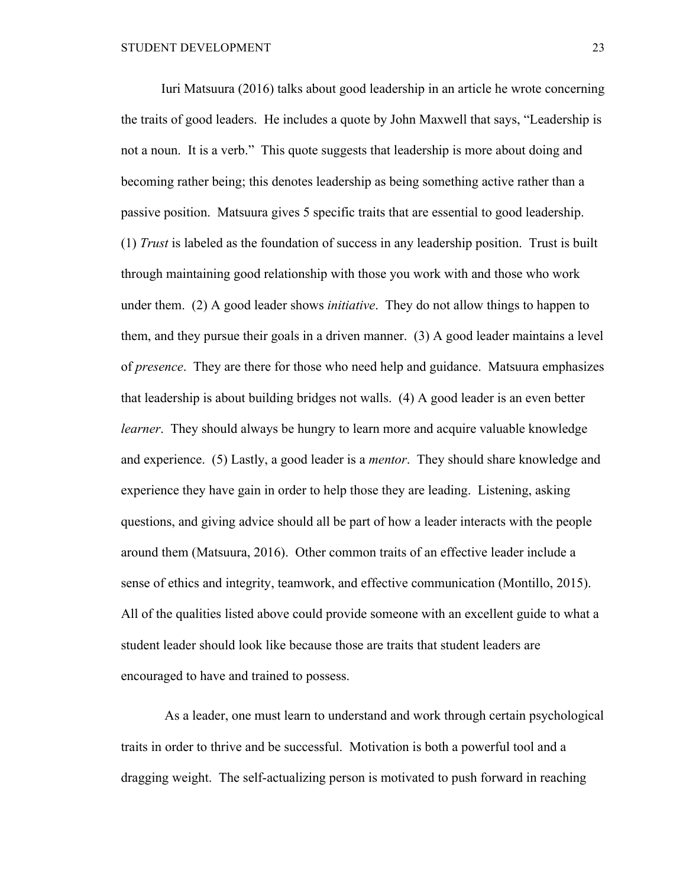Iuri Matsuura (2016) talks about good leadership in an article he wrote concerning the traits of good leaders. He includes a quote by John Maxwell that says, "Leadership is not a noun. It is a verb." This quote suggests that leadership is more about doing and becoming rather being; this denotes leadership as being something active rather than a passive position. Matsuura gives 5 specific traits that are essential to good leadership. (1) *Trust* is labeled as the foundation of success in any leadership position. Trust is built through maintaining good relationship with those you work with and those who work under them. (2) A good leader shows *initiative*. They do not allow things to happen to them, and they pursue their goals in a driven manner. (3) A good leader maintains a level of *presence*. They are there for those who need help and guidance. Matsuura emphasizes that leadership is about building bridges not walls. (4) A good leader is an even better *learner*. They should always be hungry to learn more and acquire valuable knowledge and experience. (5) Lastly, a good leader is a *mentor*. They should share knowledge and experience they have gain in order to help those they are leading. Listening, asking questions, and giving advice should all be part of how a leader interacts with the people around them (Matsuura, 2016). Other common traits of an effective leader include a sense of ethics and integrity, teamwork, and effective communication (Montillo, 2015). All of the qualities listed above could provide someone with an excellent guide to what a student leader should look like because those are traits that student leaders are encouraged to have and trained to possess.

As a leader, one must learn to understand and work through certain psychological traits in order to thrive and be successful. Motivation is both a powerful tool and a dragging weight. The self-actualizing person is motivated to push forward in reaching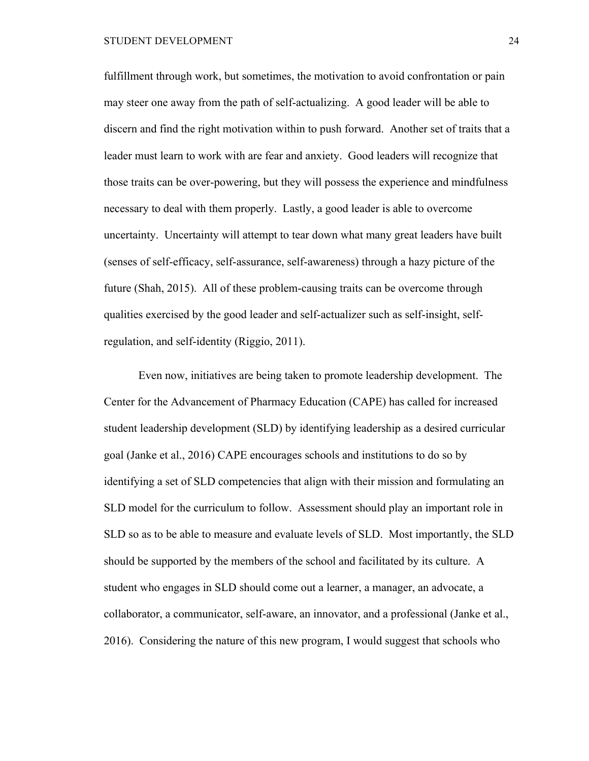fulfillment through work, but sometimes, the motivation to avoid confrontation or pain may steer one away from the path of self-actualizing. A good leader will be able to discern and find the right motivation within to push forward. Another set of traits that a leader must learn to work with are fear and anxiety. Good leaders will recognize that those traits can be over-powering, but they will possess the experience and mindfulness necessary to deal with them properly. Lastly, a good leader is able to overcome uncertainty. Uncertainty will attempt to tear down what many great leaders have built (senses of self-efficacy, self-assurance, self-awareness) through a hazy picture of the future (Shah, 2015). All of these problem-causing traits can be overcome through qualities exercised by the good leader and self-actualizer such as self-insight, self-regulation, and self-identity (Riggio, 2011).

Even now, initiatives are being taken to promote leadership development. The Center for the Advancement of Pharmacy Education (CAPE) has called for increased student leadership development (SLD) by identifying leadership as a desired curricular goal (Janke et al., 2016) CAPE encourages schools and institutions to do so by identifying a set of SLD competencies that align with their mission and formulating an SLD model for the curriculum to follow. Assessment should play an important role in SLD so as to be able to measure and evaluate levels of SLD. Most importantly, the SLD should be supported by the members of the school and facilitated by its culture. A student who engages in SLD should come out a learner, a manager, an advocate, a collaborator, a communicator, self-aware, an innovator, and a professional (Janke et al., 2016). Considering the nature of this new program, I would suggest that schools who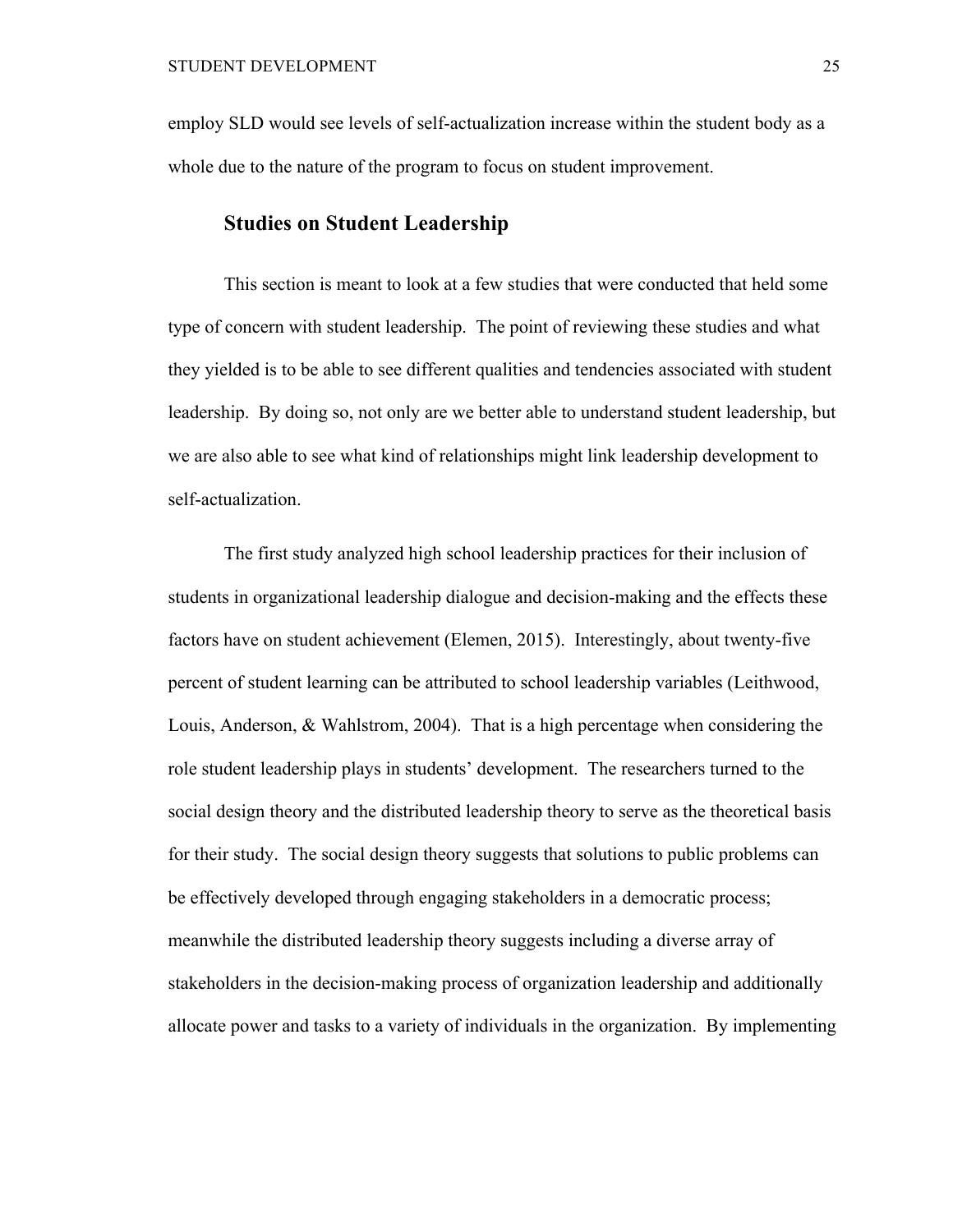employ SLD would see levels of self-actualization increase within the student body as a whole due to the nature of the program to focus on student improvement.

## Studies on Student Leadership

This section is meant to look at a few studies that were conducted that held some type of concern with student leadership. The point of reviewing these studies and what they yielded is to be able to see different qualities and tendencies associated with student leadership. By doing so, not only are we better able to understand student leadership, but we are also able to see what kind of relationships might link leadership development to self-actualization.

The first study analyzed high school leadership practices for their inclusion of students in organizational leadership dialogue and decision-making and the effects these factors have on student achievement (Elemen, 2015). Interestingly, about twenty-five percent of student learning can be attributed to school leadership variables (Leithwood, Louis, Anderson, & Wahlstrom, 2004). That is a high percentage when considering the role student leadership plays in students' development. The researchers turned to the social design theory and the distributed leadership theory to serve as the theoretical basis for their study. The social design theory suggests that solutions to public problems can be effectively developed through engaging stakeholders in a democratic process; meanwhile the distributed leadership theory suggests including a diverse array of stakeholders in the decision-making process of organization leadership and additionally allocate power and tasks to a variety of individuals in the organization. By implementing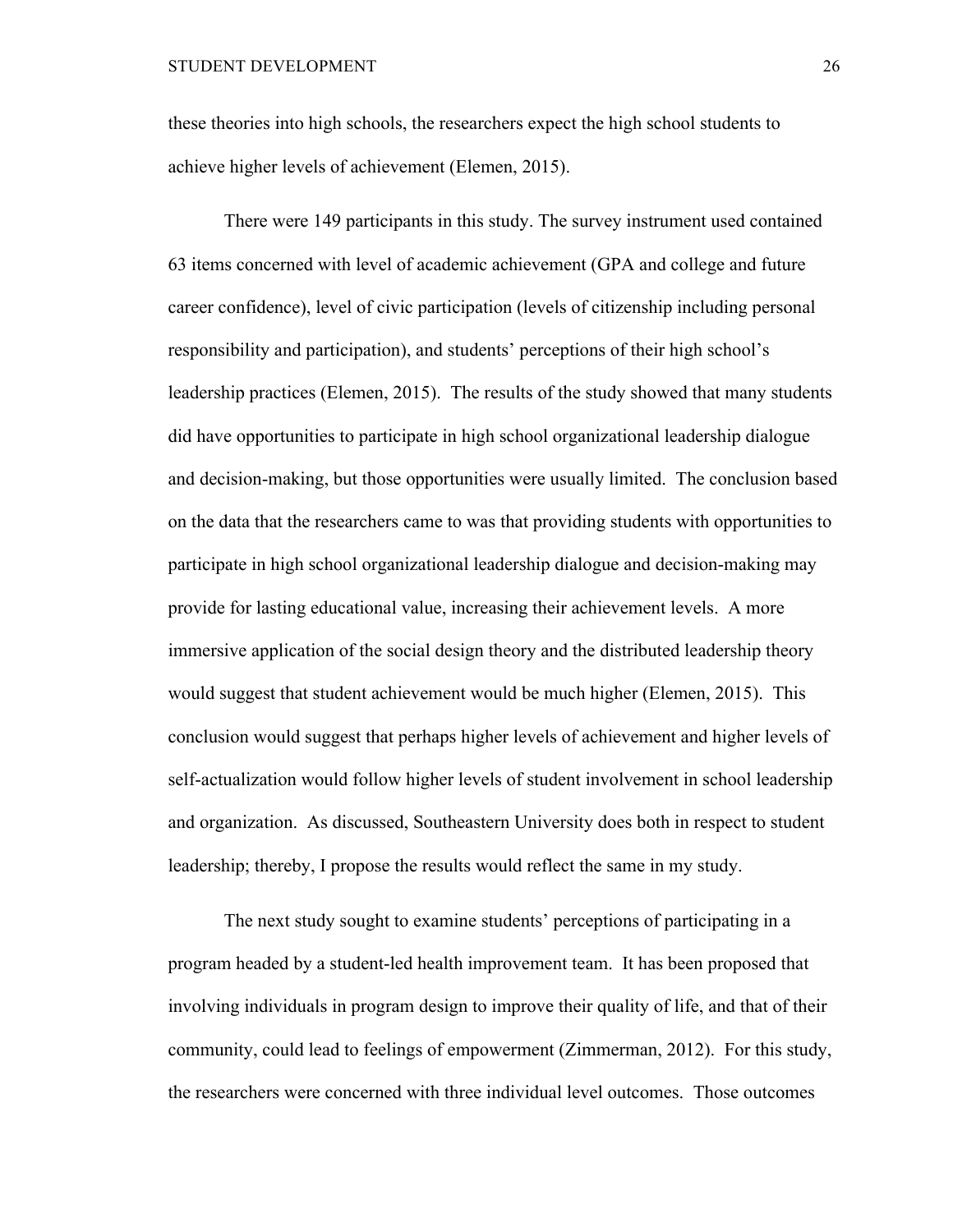these theories into high schools, the researchers expect the high school students to achieve higher levels of achievement (Elemen, 2015).

There were 149 participants in this study. The survey instrument used contained 63 items concerned with level of academic achievement (GPA and college and future career confidence), level of civic participation (levels of citizenship including personal responsibility and participation), and students' perceptions of their high school's leadership practices (Elemen, 2015). The results of the study showed that many students did have opportunities to participate in high school organizational leadership dialogue and decision-making, but those opportunities were usually limited. The conclusion based on the data that the researchers came to was that providing students with opportunities to participate in high school organizational leadership dialogue and decision-making may provide for lasting educational value, increasing their achievement levels. A more immersive application of the social design theory and the distributed leadership theory would suggest that student achievement would be much higher (Elemen, 2015). This conclusion would suggest that perhaps higher levels of achievement and higher levels of self-actualization would follow higher levels of student involvement in school leadership and organization. As discussed, Southeastern University does both in respect to student leadership; thereby, I propose the results would reflect the same in my study.

The next study sought to examine students' perceptions of participating in a program headed by a student-led health improvement team. It has been proposed that involving individuals in program design to improve their quality of life, and that of their community, could lead to feelings of empowerment (Zimmerman, 2012). For this study, the researchers were concerned with three individual level outcomes. Those outcomes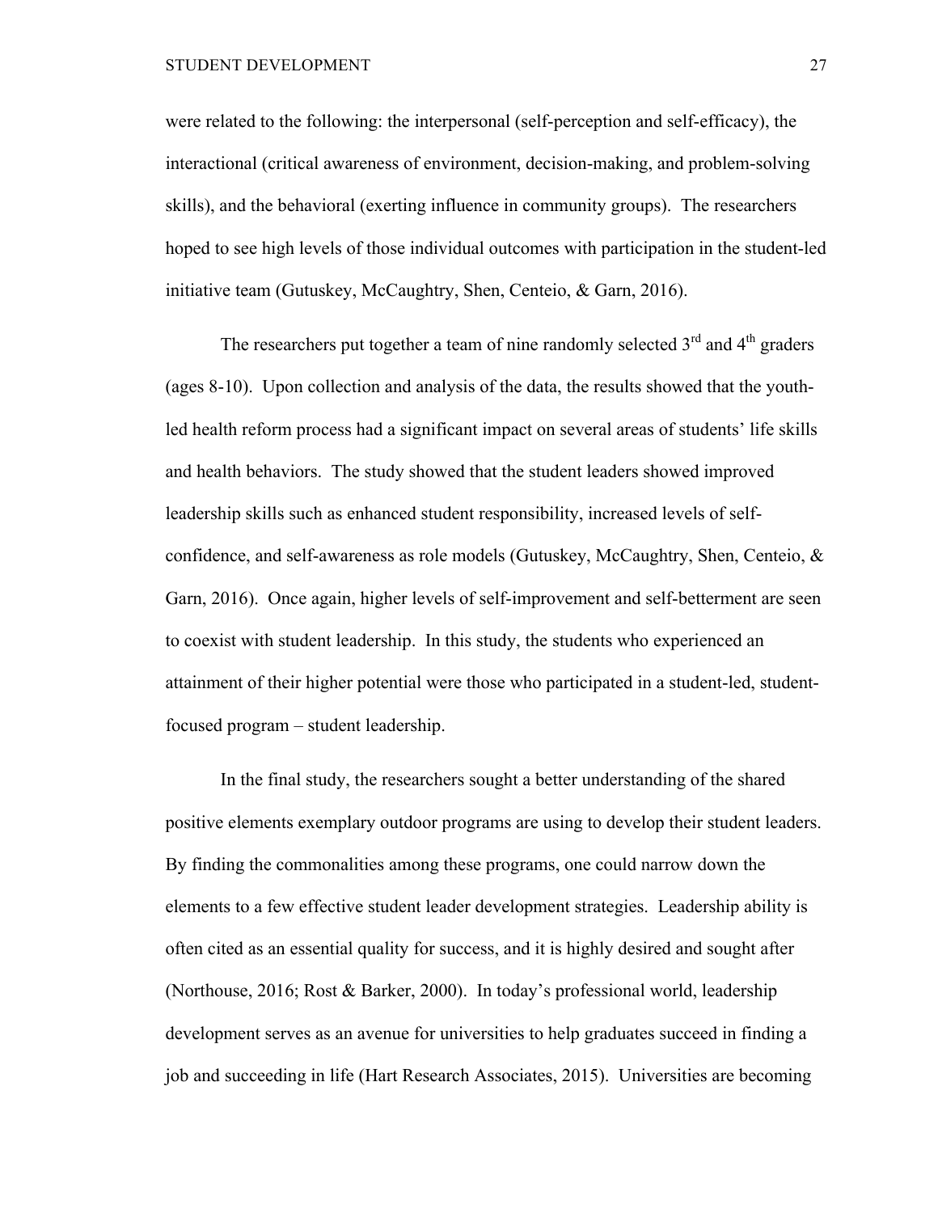were related to the following: the interpersonal (self-perception and self-efficacy), the interactional (critical awareness of environment, decision-making, and problem-solving skills), and the behavioral (exerting influence in community groups). The researchers hoped to see high levels of those individual outcomes with participation in the student-led initiative team (Gutuskey, McCaughtry, Shen, Centeio, & Garn, 2016).

The researchers put together a team of nine randomly selected 3rd and 4th graders (ages 8-10). Upon collection and analysis of the data, the results showed that the youth-led health reform process had a significant impact on several areas of students' life skills and health behaviors. The study showed that the student leaders showed improved leadership skills such as enhanced student responsibility, increased levels of self-confidence, and self-awareness as role models (Gutuskey, McCaughtry, Shen, Centeio, & Garn, 2016). Once again, higher levels of self-improvement and self-betterment are seen to coexist with student leadership. In this study, the students who experienced an attainment of their higher potential were those who participated in a student-led, student-focused program – student leadership.

In the final study, the researchers sought a better understanding of the shared positive elements exemplary outdoor programs are using to develop their student leaders. By finding the commonalities among these programs, one could narrow down the elements to a few effective student leader development strategies. Leadership ability is often cited as an essential quality for success, and it is highly desired and sought after (Northouse, 2016; Rost & Barker, 2000). In today's professional world, leadership development serves as an avenue for universities to help graduates succeed in finding a job and succeeding in life (Hart Research Associates, 2015). Universities are becoming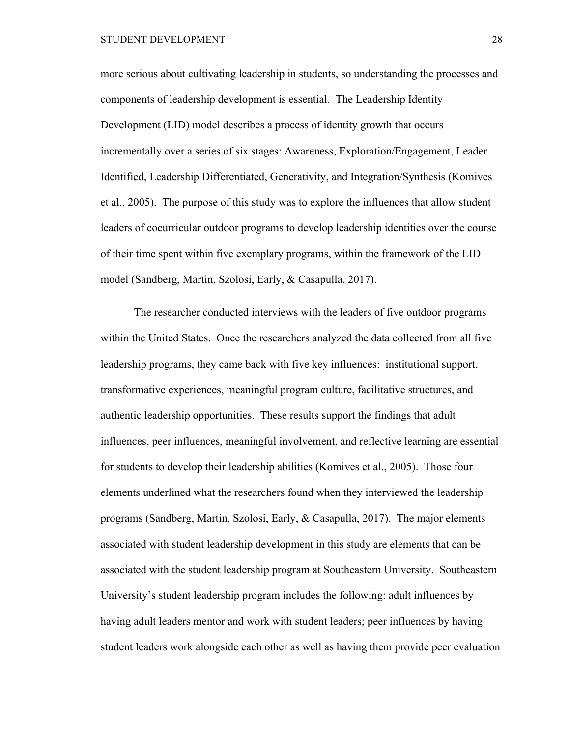more serious about cultivating leadership in students, so understanding the processes and components of leadership development is essential. The Leadership Identity Development (LID) model describes a process of identity growth that occurs incrementally over a series of six stages: Awareness, Exploration/Engagement, Leader Identified, Leadership Differentiated, Generativity, and Integration/Synthesis (Komives et al., 2005). The purpose of this study was to explore the influences that allow student leaders of cocurricular outdoor programs to develop leadership identities over the course of their time spent within five exemplary programs, within the framework of the LID model (Sandberg, Martin, Szolosi, Early, & Casapulla, 2017).

The researcher conducted interviews with the leaders of five outdoor programs within the United States. Once the researchers analyzed the data collected from all five leadership programs, they came back with five key influences: institutional support, transformative experiences, meaningful program culture, facilitative structures, and authentic leadership opportunities. These results support the findings that adult influences, peer influences, meaningful involvement, and reflective learning are essential for students to develop their leadership abilities (Komives et al., 2005). Those four elements underlined what the researchers found when they interviewed the leadership programs (Sandberg, Martin, Szolosi, Early, & Casapulla, 2017). The major elements associated with student leadership development in this study are elements that can be associated with the student leadership program at Southeastern University. Southeastern University's student leadership program includes the following: adult influences by having adult leaders mentor and work with student leaders; peer influences by having student leaders work alongside each other as well as having them provide peer evaluation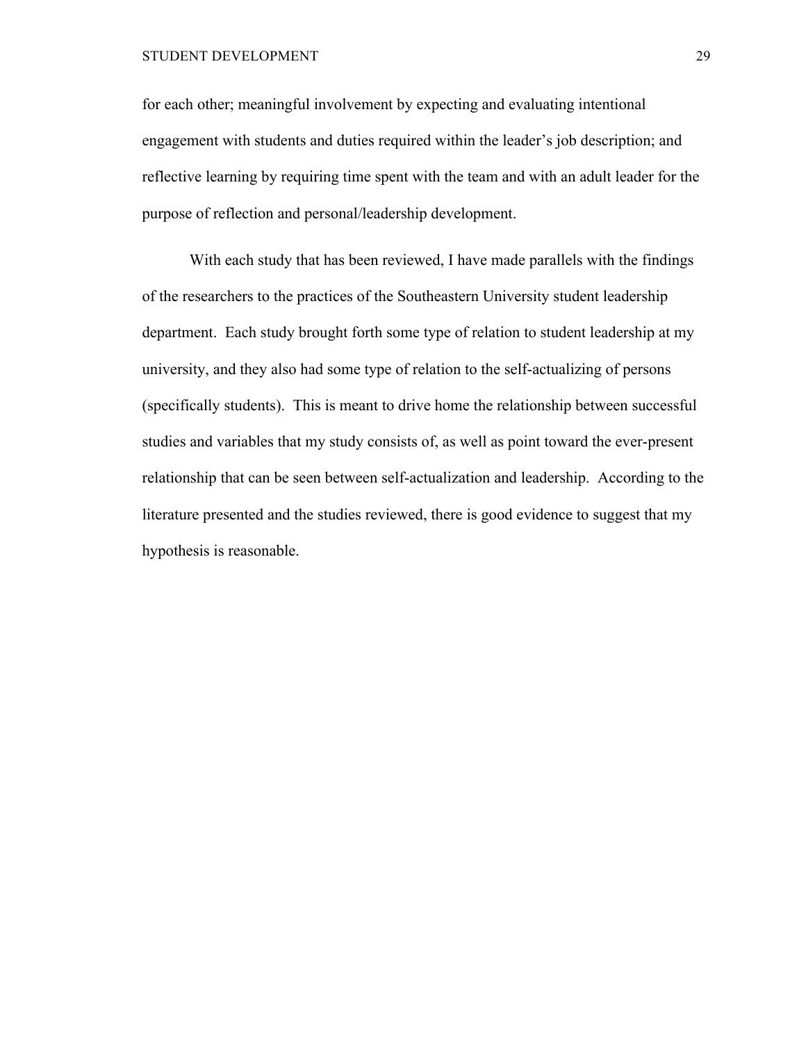for each other; meaningful involvement by expecting and evaluating intentional engagement with students and duties required within the leader's job description; and reflective learning by requiring time spent with the team and with an adult leader for the purpose of reflection and personal/leadership development.

With each study that has been reviewed, I have made parallels with the findings of the researchers to the practices of the Southeastern University student leadership department. Each study brought forth some type of relation to student leadership at my university, and they also had some type of relation to the self-actualizing of persons (specifically students). This is meant to drive home the relationship between successful studies and variables that my study consists of, as well as point toward the ever-present relationship that can be seen between self-actualization and leadership. According to the literature presented and the studies reviewed, there is good evidence to suggest that my hypothesis is reasonable.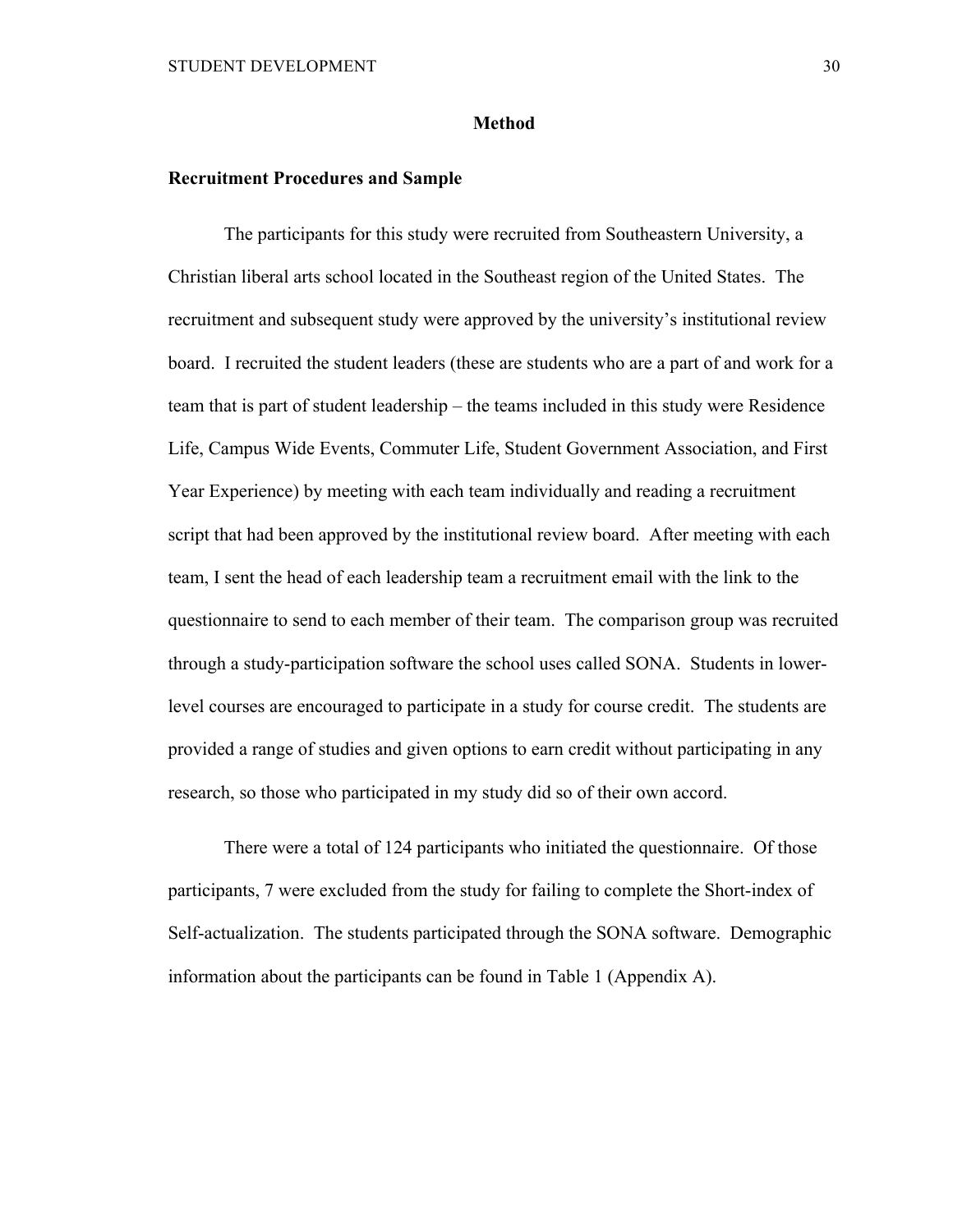# Method

## Recruitment Procedures and Sample

The participants for this study were recruited from Southeastern University, a Christian liberal arts school located in the Southeast region of the United States. The recruitment and subsequent study were approved by the university's institutional review board. I recruited the student leaders (these are students who are a part of and work for a team that is part of student leadership – the teams included in this study were Residence Life, Campus Wide Events, Commuter Life, Student Government Association, and First Year Experience) by meeting with each team individually and reading a recruitment script that had been approved by the institutional review board. After meeting with each team, I sent the head of each leadership team a recruitment email with the link to the questionnaire to send to each member of their team. The comparison group was recruited through a study-participation software the school uses called SONA. Students in lower-level courses are encouraged to participate in a study for course credit. The students are provided a range of studies and given options to earn credit without participating in any research, so those who participated in my study did so of their own accord.

There were a total of 124 participants who initiated the questionnaire. Of those participants, 7 were excluded from the study for failing to complete the Short-index of Self-actualization. The students participated through the SONA software. Demographic information about the participants can be found in Table 1 (Appendix A).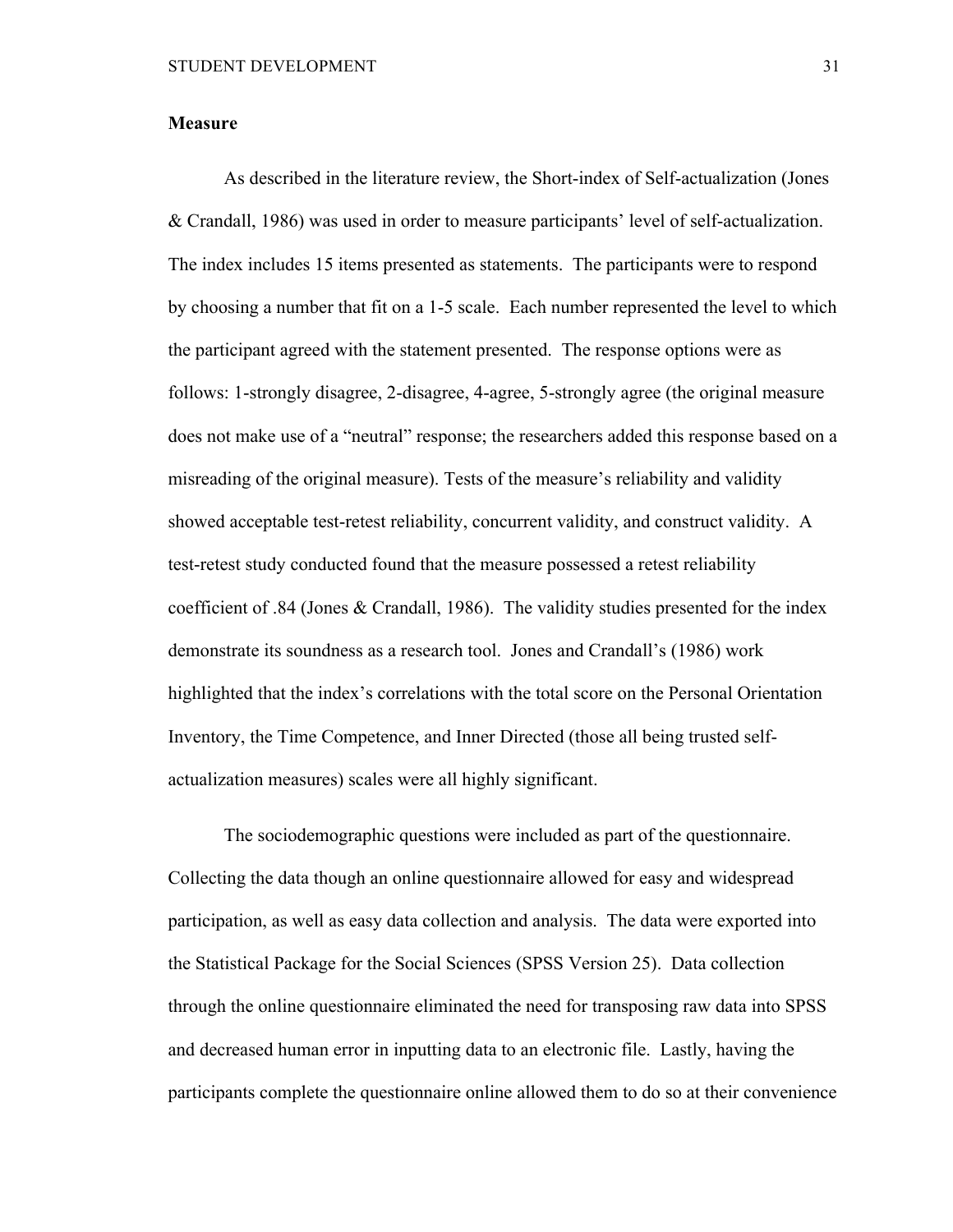**Measure**

As described in the literature review, the Short-index of Self-actualization (Jones & Crandall, 1986) was used in order to measure participants' level of self-actualization. The index includes 15 items presented as statements. The participants were to respond by choosing a number that fit on a 1-5 scale. Each number represented the level to which the participant agreed with the statement presented. The response options were as follows: 1-strongly disagree, 2-disagree, 4-agree, 5-strongly agree (the original measure does not make use of a "neutral" response; the researchers added this response based on a misreading of the original measure). Tests of the measure's reliability and validity showed acceptable test-retest reliability, concurrent validity, and construct validity. A test-retest study conducted found that the measure possessed a retest reliability coefficient of .84 (Jones & Crandall, 1986). The validity studies presented for the index demonstrate its soundness as a research tool. Jones and Crandall's (1986) work highlighted that the index's correlations with the total score on the Personal Orientation Inventory, the Time Competence, and Inner Directed (those all being trusted self-actualization measures) scales were all highly significant.

The sociodemographic questions were included as part of the questionnaire. Collecting the data though an online questionnaire allowed for easy and widespread participation, as well as easy data collection and analysis. The data were exported into the Statistical Package for the Social Sciences (SPSS Version 25). Data collection through the online questionnaire eliminated the need for transposing raw data into SPSS and decreased human error in inputting data to an electronic file. Lastly, having the participants complete the questionnaire online allowed them to do so at their convenience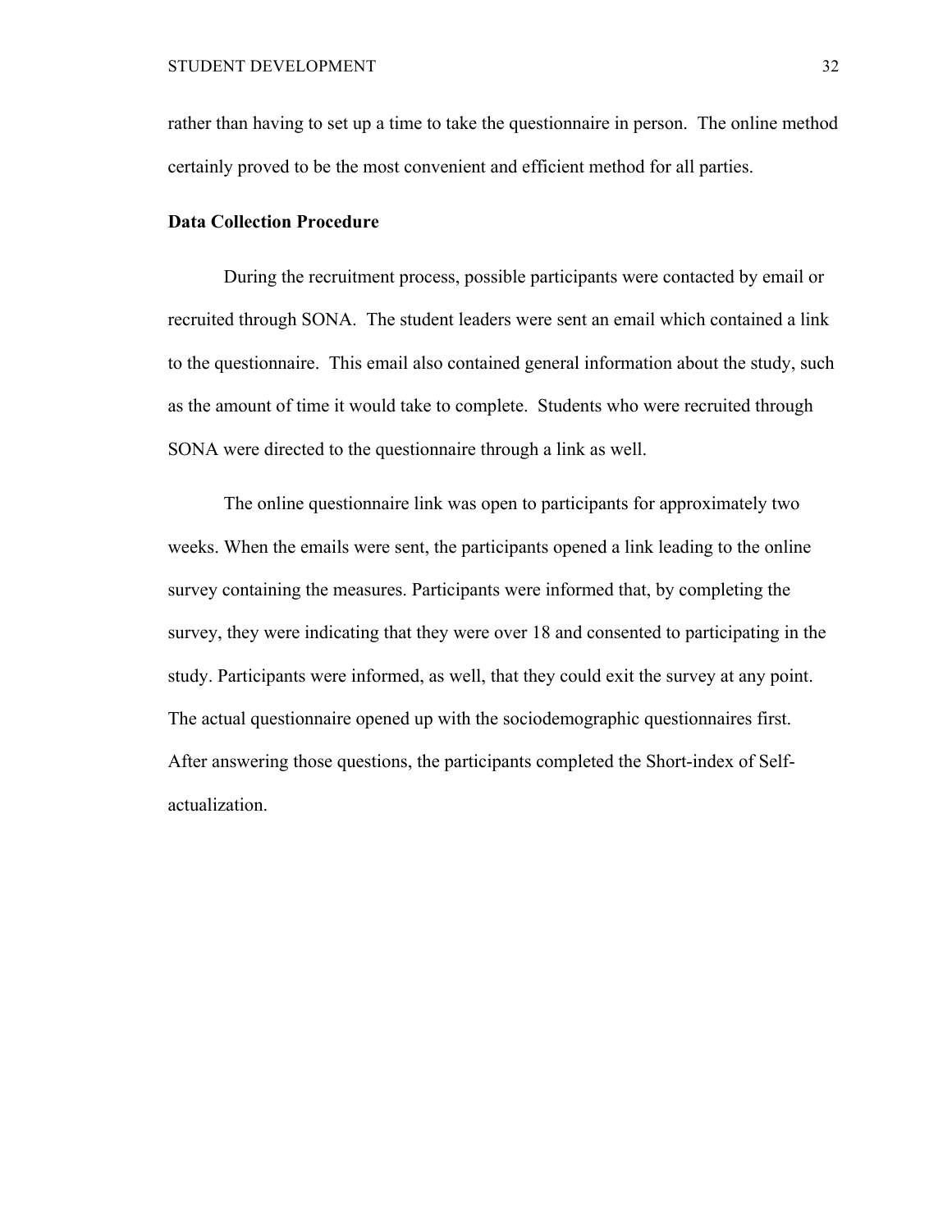rather than having to set up a time to take the questionnaire in person. The online method certainly proved to be the most convenient and efficient method for all parties.

**Data Collection Procedure**

During the recruitment process, possible participants were contacted by email or recruited through SONA. The student leaders were sent an email which contained a link to the questionnaire. This email also contained general information about the study, such as the amount of time it would take to complete. Students who were recruited through SONA were directed to the questionnaire through a link as well.

The online questionnaire link was open to participants for approximately two weeks. When the emails were sent, the participants opened a link leading to the online survey containing the measures. Participants were informed that, by completing the survey, they were indicating that they were over 18 and consented to participating in the study. Participants were informed, as well, that they could exit the survey at any point. The actual questionnaire opened up with the sociodemographic questionnaires first. After answering those questions, the participants completed the Short-index of Self-actualization.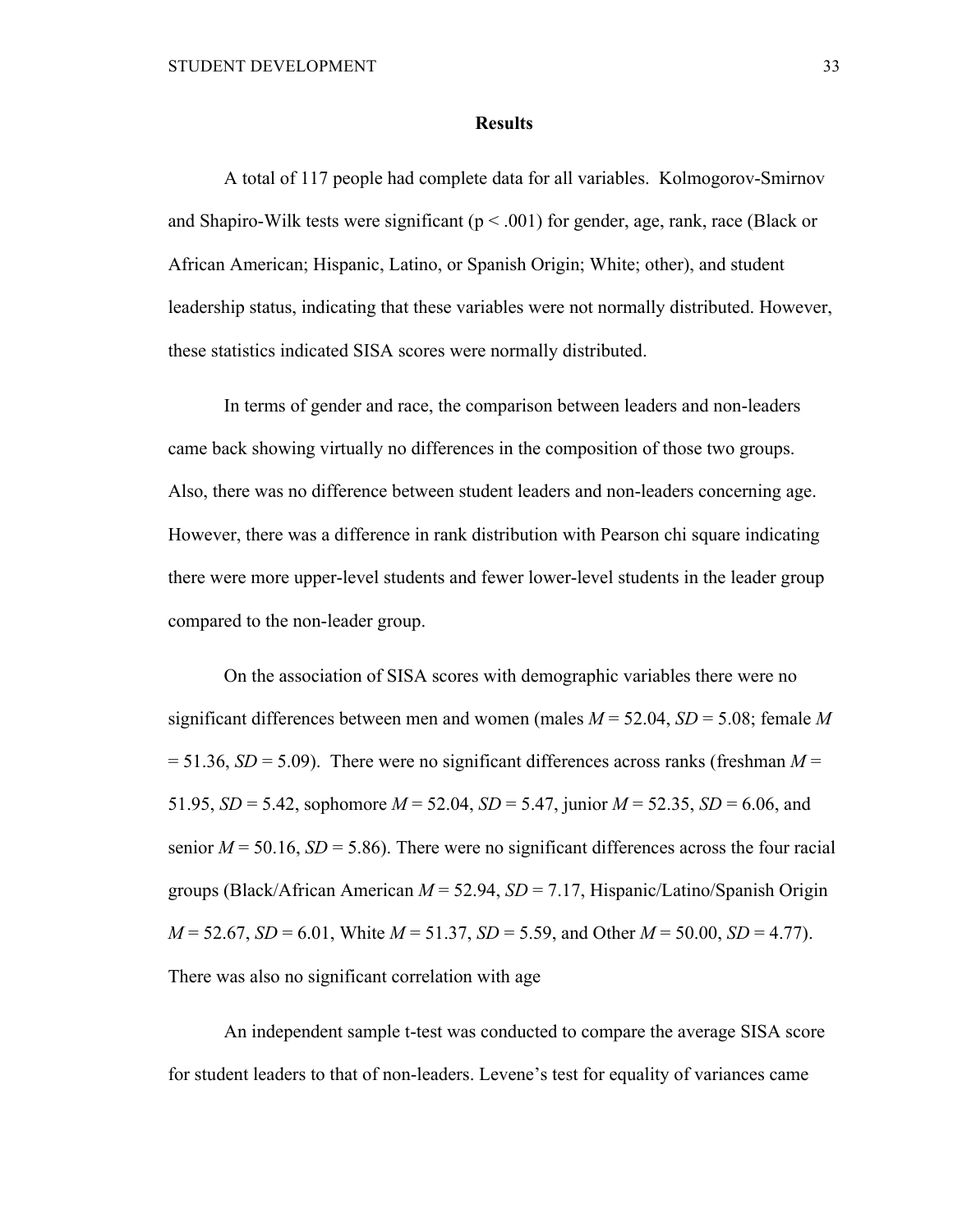**Results**

A total of 117 people had complete data for all variables. Kolmogorov-Smirnov and Shapiro-Wilk tests were significant ($p < .001$) for gender, age, rank, race (Black or African American; Hispanic, Latino, or Spanish Origin; White; other), and student leadership status, indicating that these variables were not normally distributed. However, these statistics indicated SISA scores were normally distributed.

In terms of gender and race, the comparison between leaders and non-leaders came back showing virtually no differences in the composition of those two groups. Also, there was no difference between student leaders and non-leaders concerning age. However, there was a difference in rank distribution with Pearson chi square indicating there were more upper-level students and fewer lower-level students in the leader group compared to the non-leader group.

On the association of SISA scores with demographic variables there were no significant differences between men and women (males $M = 52.04$, $SD = 5.08$; female $M = 51.36$, $SD = 5.09$). There were no significant differences across ranks (freshman $M = 51.95$, $SD = 5.42$, sophomore $M = 52.04$, $SD = 5.47$, junior $M = 52.35$, $SD = 6.06$, and senior $M = 50.16$, $SD = 5.86$). There were no significant differences across the four racial groups (Black/African American $M = 52.94$, $SD = 7.17$, Hispanic/Latino/Spanish Origin $M = 52.67$, $SD = 6.01$, White $M = 51.37$, $SD = 5.59$, and Other $M = 50.00$, $SD = 4.77$). There was also no significant correlation with age

An independent sample t-test was conducted to compare the average SISA score for student leaders to that of non-leaders. Levene's test for equality of variances came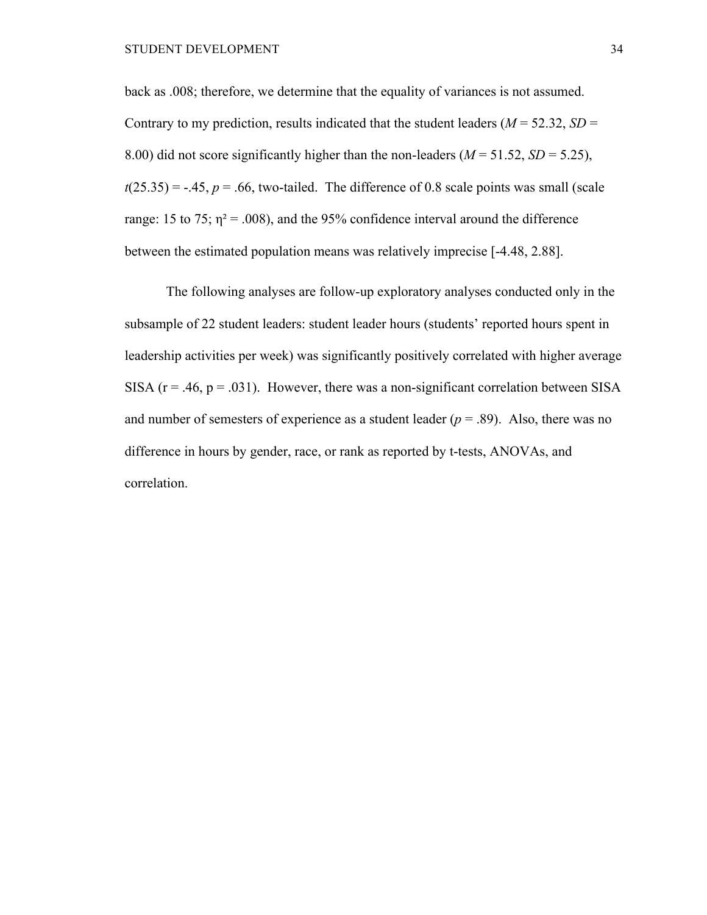back as .008; therefore, we determine that the equality of variances is not assumed. Contrary to my prediction, results indicated that the student leaders ($M$ = 52.32, $SD$ = 8.00) did not score significantly higher than the non-leaders ($M$ = 51.52, $SD$ = 5.25), $t(25.35) = -.45$, $p = .66$, two-tailed. The difference of 0.8 scale points was small (scale range: 15 to 75; $\eta^2 = .008$), and the 95% confidence interval around the difference between the estimated population means was relatively imprecise [-4.48, 2.88].

The following analyses are follow-up exploratory analyses conducted only in the subsample of 22 student leaders: student leader hours (students' reported hours spent in leadership activities per week) was significantly positively correlated with higher average SISA ($r = .46$, $p = .031$). However, there was a non-significant correlation between SISA and number of semesters of experience as a student leader ($p = .89$). Also, there was no difference in hours by gender, race, or rank as reported by t-tests, ANOVAs, and correlation.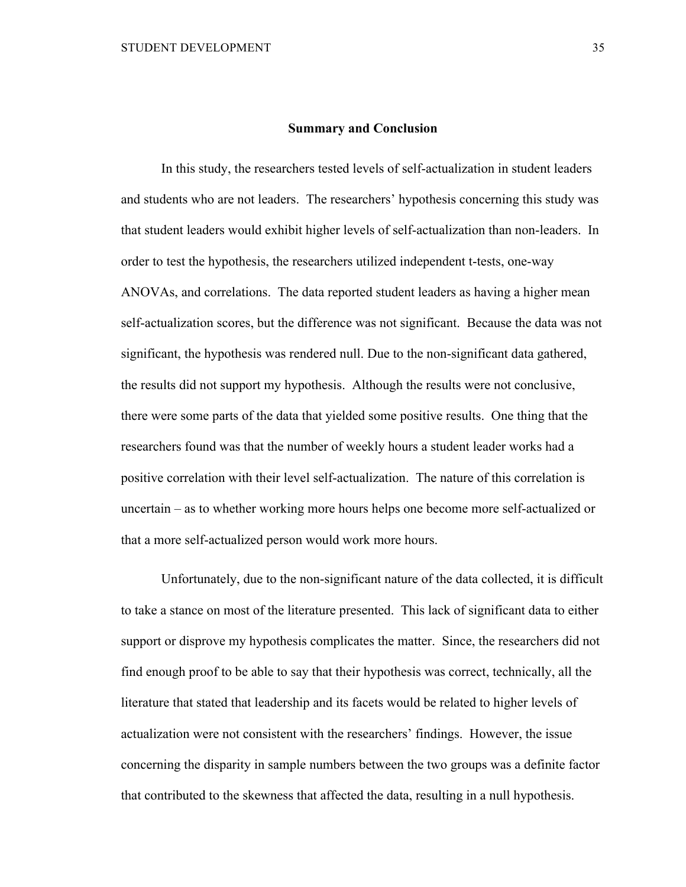## Summary and Conclusion

In this study, the researchers tested levels of self-actualization in student leaders and students who are not leaders. The researchers' hypothesis concerning this study was that student leaders would exhibit higher levels of self-actualization than non-leaders. In order to test the hypothesis, the researchers utilized independent t-tests, one-way ANOVAs, and correlations. The data reported student leaders as having a higher mean self-actualization scores, but the difference was not significant. Because the data was not significant, the hypothesis was rendered null. Due to the non-significant data gathered, the results did not support my hypothesis. Although the results were not conclusive, there were some parts of the data that yielded some positive results. One thing that the researchers found was that the number of weekly hours a student leader works had a positive correlation with their level self-actualization. The nature of this correlation is uncertain – as to whether working more hours helps one become more self-actualized or that a more self-actualized person would work more hours.

Unfortunately, due to the non-significant nature of the data collected, it is difficult to take a stance on most of the literature presented. This lack of significant data to either support or disprove my hypothesis complicates the matter. Since, the researchers did not find enough proof to be able to say that their hypothesis was correct, technically, all the literature that stated that leadership and its facets would be related to higher levels of actualization were not consistent with the researchers' findings. However, the issue concerning the disparity in sample numbers between the two groups was a definite factor that contributed to the skewness that affected the data, resulting in a null hypothesis.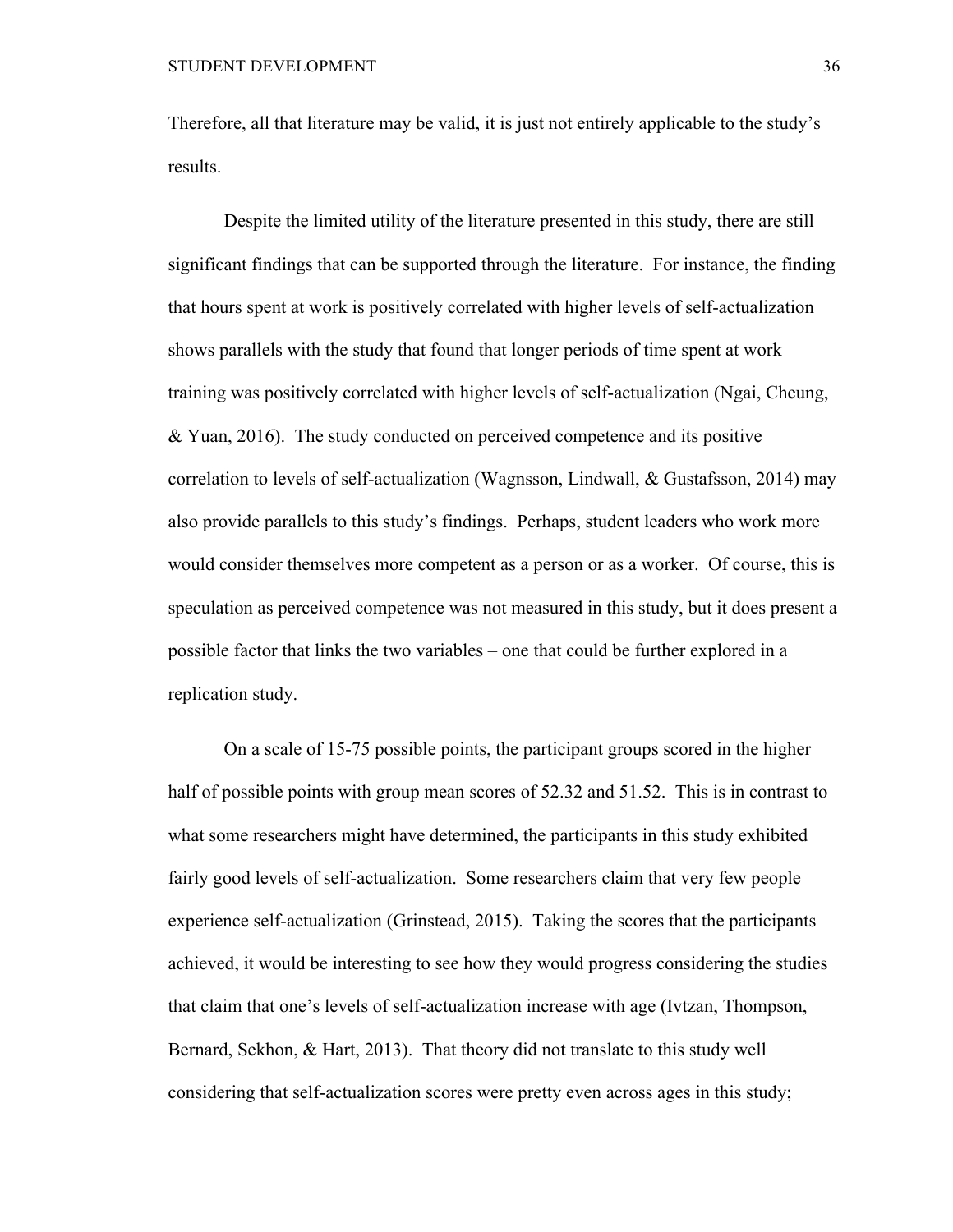Therefore, all that literature may be valid, it is just not entirely applicable to the study's results.

Despite the limited utility of the literature presented in this study, there are still significant findings that can be supported through the literature. For instance, the finding that hours spent at work is positively correlated with higher levels of self-actualization shows parallels with the study that found that longer periods of time spent at work training was positively correlated with higher levels of self-actualization (Ngai, Cheung, & Yuan, 2016). The study conducted on perceived competence and its positive correlation to levels of self-actualization (Wagnsson, Lindwall, & Gustafsson, 2014) may also provide parallels to this study's findings. Perhaps, student leaders who work more would consider themselves more competent as a person or as a worker. Of course, this is speculation as perceived competence was not measured in this study, but it does present a possible factor that links the two variables – one that could be further explored in a replication study.

On a scale of 15-75 possible points, the participant groups scored in the higher half of possible points with group mean scores of 52.32 and 51.52. This is in contrast to what some researchers might have determined, the participants in this study exhibited fairly good levels of self-actualization. Some researchers claim that very few people experience self-actualization (Grinstead, 2015). Taking the scores that the participants achieved, it would be interesting to see how they would progress considering the studies that claim that one's levels of self-actualization increase with age (Ivtzan, Thompson, Bernard, Sekhon, & Hart, 2013). That theory did not translate to this study well considering that self-actualization scores were pretty even across ages in this study;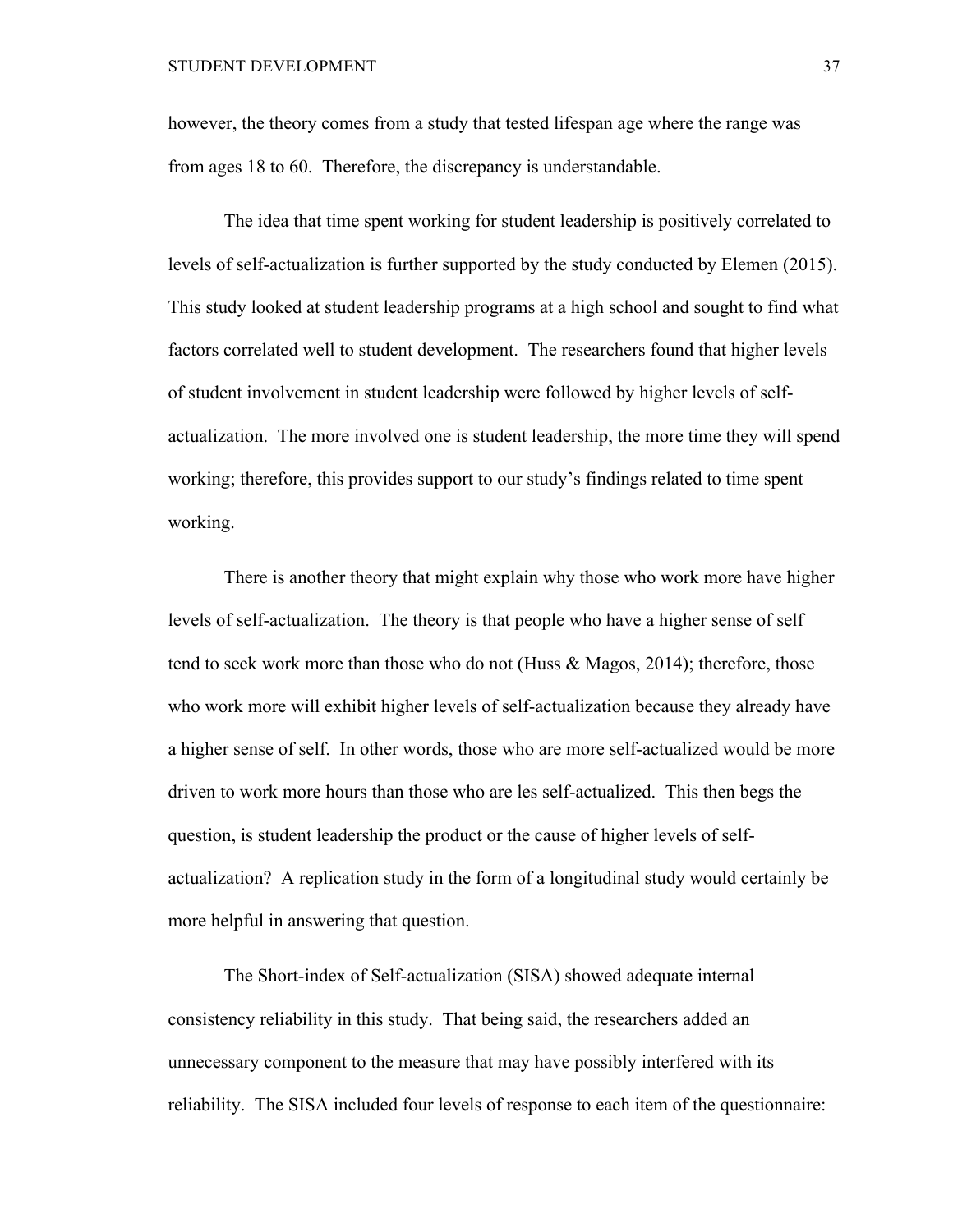however, the theory comes from a study that tested lifespan age where the range was from ages 18 to 60. Therefore, the discrepancy is understandable.

The idea that time spent working for student leadership is positively correlated to levels of self-actualization is further supported by the study conducted by Elemen (2015). This study looked at student leadership programs at a high school and sought to find what factors correlated well to student development. The researchers found that higher levels of student involvement in student leadership were followed by higher levels of self-actualization. The more involved one is student leadership, the more time they will spend working; therefore, this provides support to our study's findings related to time spent working.

There is another theory that might explain why those who work more have higher levels of self-actualization. The theory is that people who have a higher sense of self tend to seek work more than those who do not (Huss & Magos, 2014); therefore, those who work more will exhibit higher levels of self-actualization because they already have a higher sense of self. In other words, those who are more self-actualized would be more driven to work more hours than those who are les self-actualized. This then begs the question, is student leadership the product or the cause of higher levels of self-actualization? A replication study in the form of a longitudinal study would certainly be more helpful in answering that question.

The Short-index of Self-actualization (SISA) showed adequate internal consistency reliability in this study. That being said, the researchers added an unnecessary component to the measure that may have possibly interfered with its reliability. The SISA included four levels of response to each item of the questionnaire: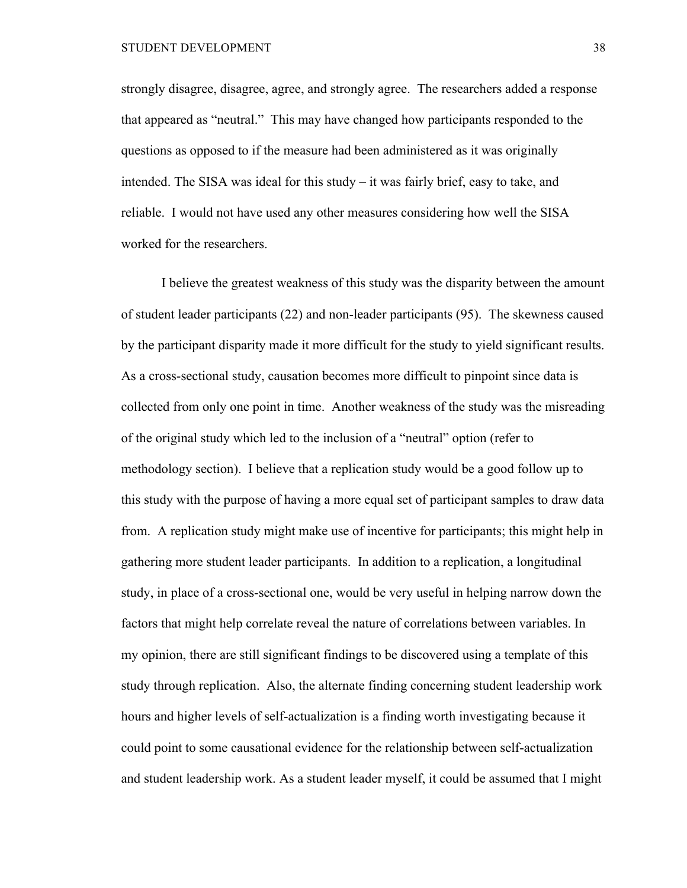strongly disagree, disagree, agree, and strongly agree. The researchers added a response that appeared as "neutral." This may have changed how participants responded to the questions as opposed to if the measure had been administered as it was originally intended. The SISA was ideal for this study – it was fairly brief, easy to take, and reliable. I would not have used any other measures considering how well the SISA worked for the researchers.

I believe the greatest weakness of this study was the disparity between the amount of student leader participants (22) and non-leader participants (95). The skewness caused by the participant disparity made it more difficult for the study to yield significant results. As a cross-sectional study, causation becomes more difficult to pinpoint since data is collected from only one point in time. Another weakness of the study was the misreading of the original study which led to the inclusion of a "neutral" option (refer to methodology section). I believe that a replication study would be a good follow up to this study with the purpose of having a more equal set of participant samples to draw data from. A replication study might make use of incentive for participants; this might help in gathering more student leader participants. In addition to a replication, a longitudinal study, in place of a cross-sectional one, would be very useful in helping narrow down the factors that might help correlate reveal the nature of correlations between variables. In my opinion, there are still significant findings to be discovered using a template of this study through replication. Also, the alternate finding concerning student leadership work hours and higher levels of self-actualization is a finding worth investigating because it could point to some causational evidence for the relationship between self-actualization and student leadership work. As a student leader myself, it could be assumed that I might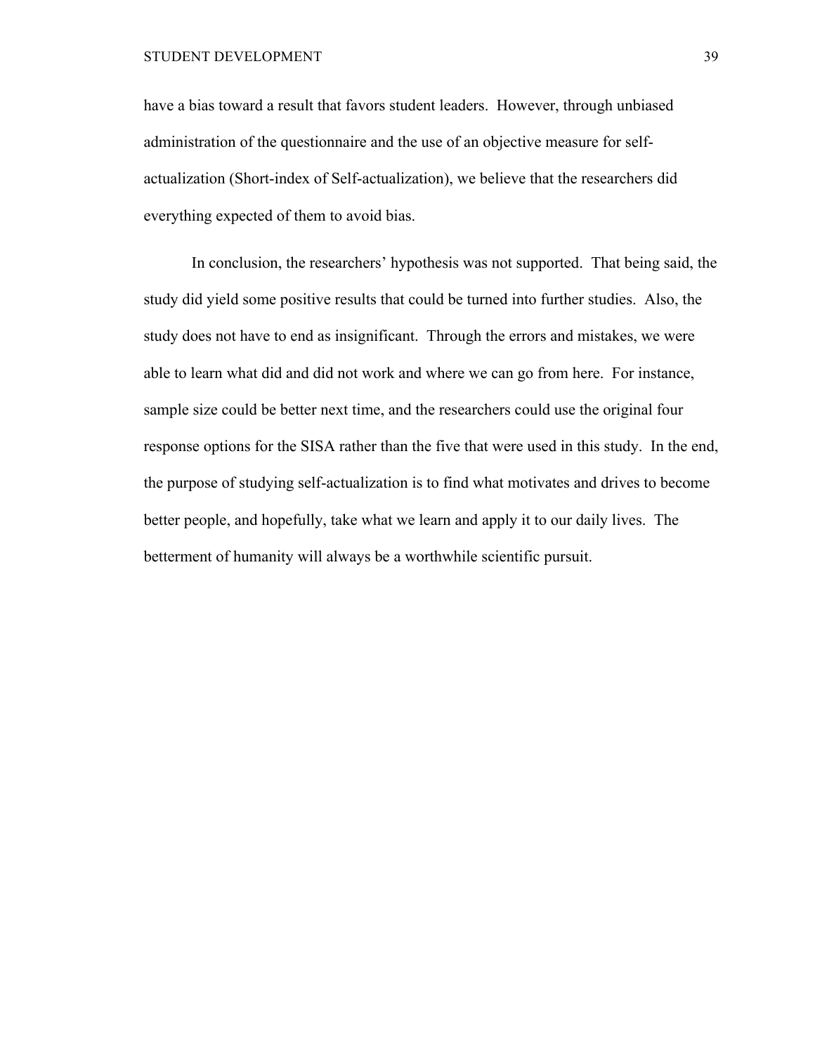have a bias toward a result that favors student leaders. However, through unbiased administration of the questionnaire and the use of an objective measure for self-actualization (Short-index of Self-actualization), we believe that the researchers did everything expected of them to avoid bias.

In conclusion, the researchers' hypothesis was not supported. That being said, the study did yield some positive results that could be turned into further studies. Also, the study does not have to end as insignificant. Through the errors and mistakes, we were able to learn what did and did not work and where we can go from here. For instance, sample size could be better next time, and the researchers could use the original four response options for the SISA rather than the five that were used in this study. In the end, the purpose of studying self-actualization is to find what motivates and drives to become better people, and hopefully, take what we learn and apply it to our daily lives. The betterment of humanity will always be a worthwhile scientific pursuit.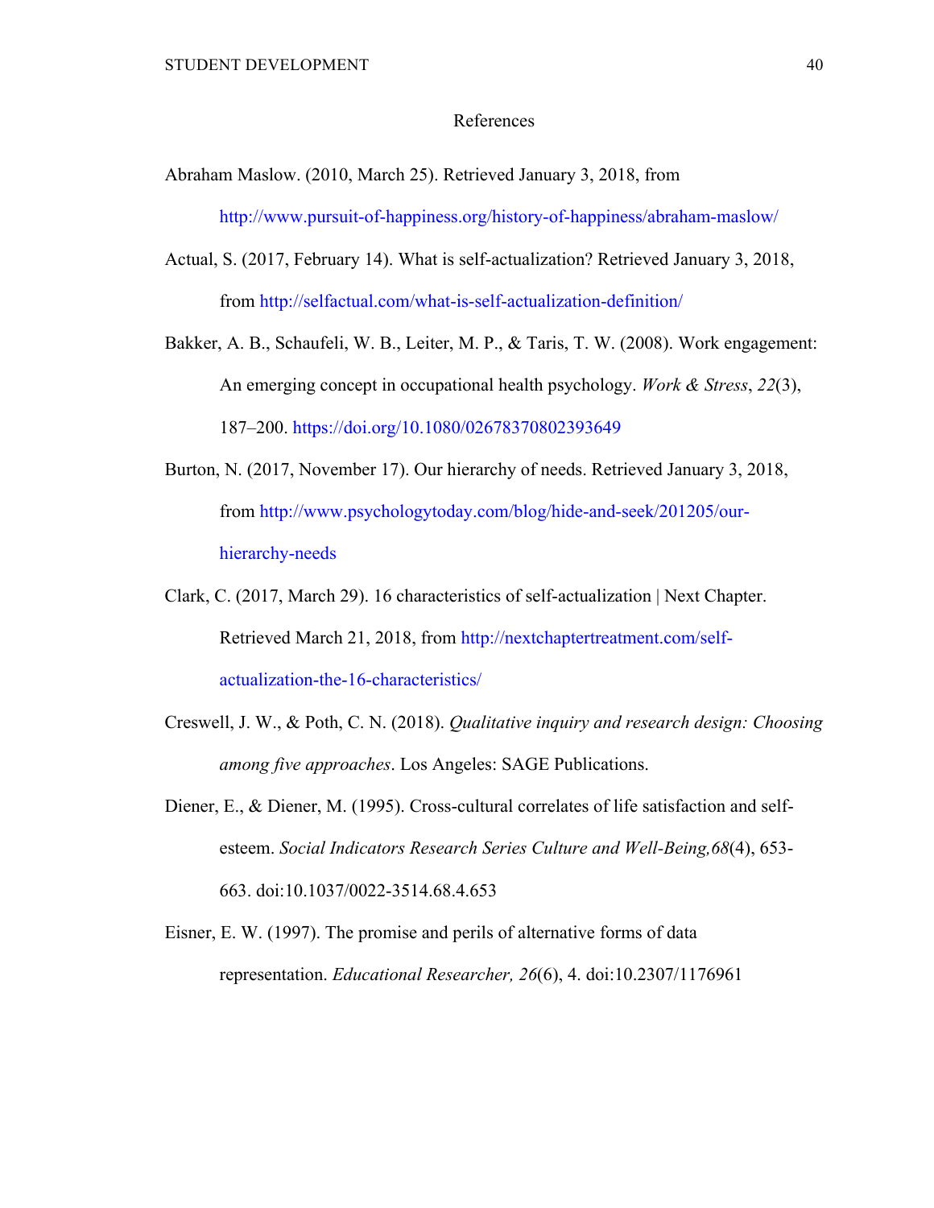# References

Abraham Maslow. (2010, March 25). Retrieved January 3, 2018, from http://www.pursuit-of-happiness.org/history-of-happiness/abraham-maslow/

Actual, S. (2017, February 14). What is self-actualization? Retrieved January 3, 2018, from http://selfactual.com/what-is-self-actualization-definition/

Bakker, A. B., Schaufeli, W. B., Leiter, M. P., & Taris, T. W. (2008). Work engagement: An emerging concept in occupational health psychology. *Work & Stress*, *22*(3), 187–200. https://doi.org/10.1080/02678370802393649

Burton, N. (2017, November 17). Our hierarchy of needs. Retrieved January 3, 2018, from http://www.psychologytoday.com/blog/hide-and-seek/201205/our-hierarchy-needs

Clark, C. (2017, March 29). 16 characteristics of self-actualization | Next Chapter. Retrieved March 21, 2018, from http://nextchaptertreatment.com/self-actualization-the-16-characteristics/

Creswell, J. W., & Poth, C. N. (2018). *Qualitative inquiry and research design: Choosing among five approaches*. Los Angeles: SAGE Publications.

Diener, E., & Diener, M. (1995). Cross-cultural correlates of life satisfaction and self-esteem. *Social Indicators Research Series Culture and Well-Being,68*(4), 653-663. doi:10.1037/0022-3514.68.4.653

Eisner, E. W. (1997). The promise and perils of alternative forms of data representation. *Educational Researcher, 26*(6), 4. doi:10.2307/1176961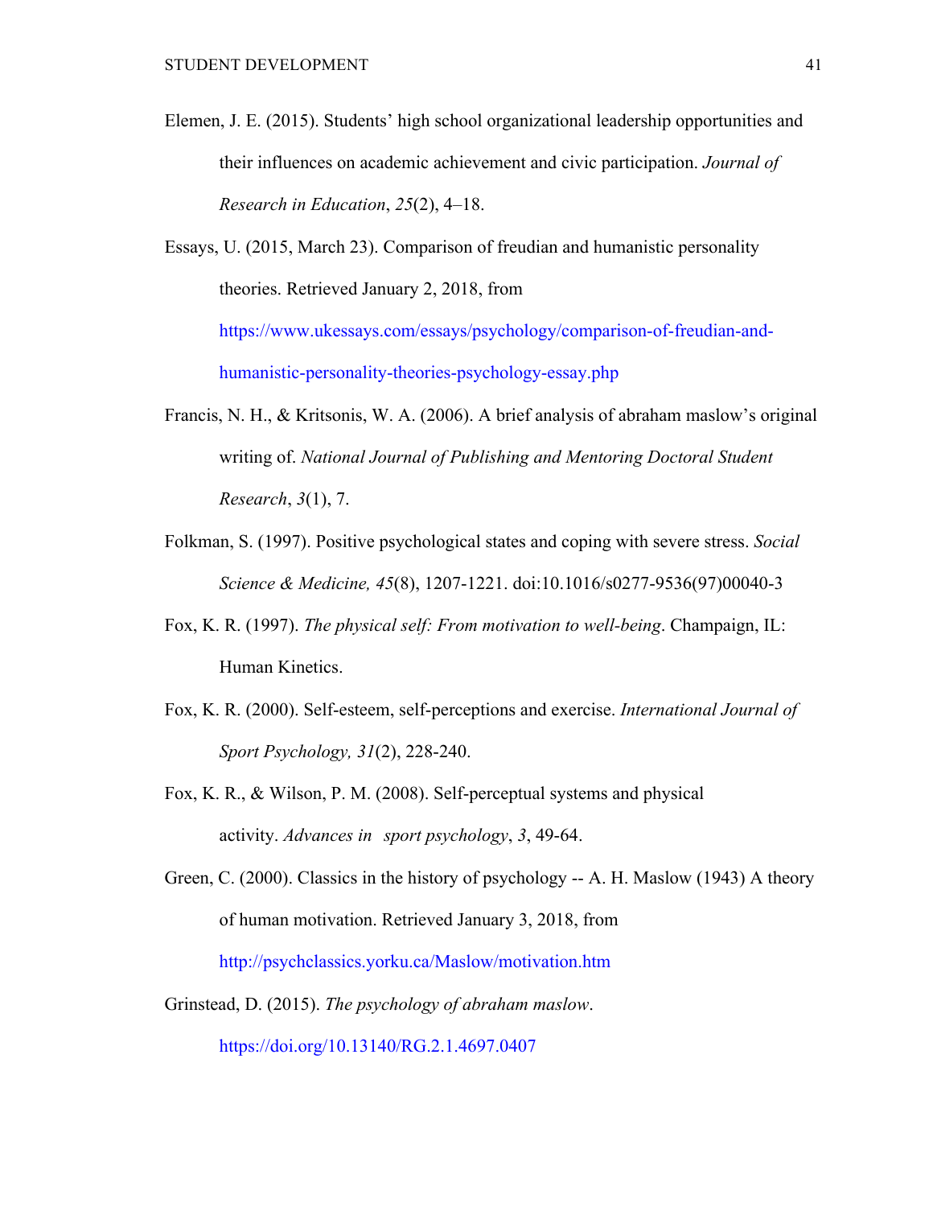Elemen, J. E. (2015). Students' high school organizational leadership opportunities and their influences on academic achievement and civic participation. *Journal of Research in Education*, *25*(2), 4–18.

Essays, U. (2015, March 23). Comparison of freudian and humanistic personality theories. Retrieved January 2, 2018, from https://www.ukessays.com/essays/psychology/comparison-of-freudian-and-humanistic-personality-theories-psychology-essay.php

Francis, N. H., & Kritsonis, W. A. (2006). A brief analysis of abraham maslow's original writing of. *National Journal of Publishing and Mentoring Doctoral Student Research*, *3*(1), 7.

Folkman, S. (1997). Positive psychological states and coping with severe stress. *Social Science & Medicine, 45*(8), 1207-1221. doi:10.1016/s0277-9536(97)00040-3

Fox, K. R. (1997). *The physical self: From motivation to well-being*. Champaign, IL: Human Kinetics.

Fox, K. R. (2000). Self-esteem, self-perceptions and exercise. *International Journal of Sport Psychology, 31*(2), 228-240.

Fox, K. R., & Wilson, P. M. (2008). Self-perceptual systems and physical activity. *Advances in sport psychology*, *3*, 49-64.

Green, C. (2000). Classics in the history of psychology -- A. H. Maslow (1943) A theory of human motivation. Retrieved January 3, 2018, from http://psychclassics.yorku.ca/Maslow/motivation.htm

Grinstead, D. (2015). *The psychology of abraham maslow*. https://doi.org/10.13140/RG.2.1.4697.0407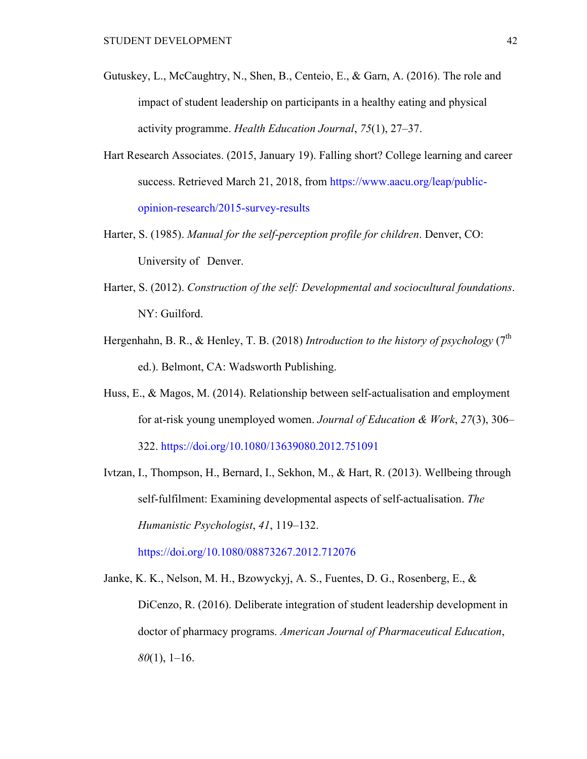Gutuskey, L., McCaughtry, N., Shen, B., Centeio, E., & Garn, A. (2016). The role and impact of student leadership on participants in a healthy eating and physical activity programme. *Health Education Journal*, *75*(1), 27–37.

Hart Research Associates. (2015, January 19). Falling short? College learning and career success. Retrieved March 21, 2018, from https://www.aacu.org/leap/public-opinion-research/2015-survey-results

Harter, S. (1985). *Manual for the self-perception profile for children*. Denver, CO: University of Denver.

Harter, S. (2012). *Construction of the self: Developmental and sociocultural foundations*. NY: Guilford.

Hergenhahn, B. R., & Henley, T. B. (2018) *Introduction to the history of psychology* (7th ed.). Belmont, CA: Wadsworth Publishing.

Huss, E., & Magos, M. (2014). Relationship between self-actualisation and employment for at-risk young unemployed women. *Journal of Education & Work*, *27*(3), 306–322. https://doi.org/10.1080/13639080.2012.751091

Ivtzan, I., Thompson, H., Bernard, I., Sekhon, M., & Hart, R. (2013). Wellbeing through self-fulfilment: Examining developmental aspects of self-actualisation. *The Humanistic Psychologist*, *41*, 119–132. https://doi.org/10.1080/08873267.2012.712076

Janke, K. K., Nelson, M. H., Bzowyckyj, A. S., Fuentes, D. G., Rosenberg, E., & DiCenzo, R. (2016). Deliberate integration of student leadership development in doctor of pharmacy programs. *American Journal of Pharmaceutical Education*, *80*(1), 1–16.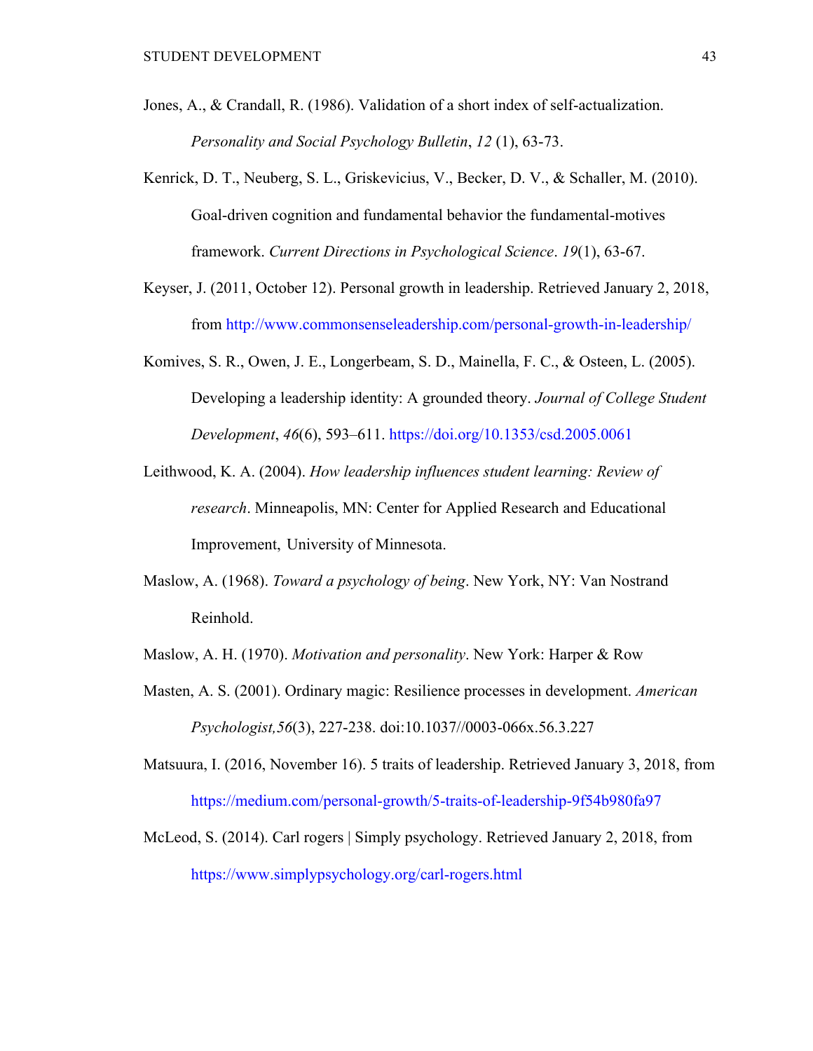Jones, A., & Crandall, R. (1986). Validation of a short index of self-actualization. *Personality and Social Psychology Bulletin*, *12* (1), 63-73.

Kenrick, D. T., Neuberg, S. L., Griskevicius, V., Becker, D. V., & Schaller, M. (2010). Goal-driven cognition and fundamental behavior the fundamental-motives framework. *Current Directions in Psychological Science*. *19*(1), 63-67.

Keyser, J. (2011, October 12). Personal growth in leadership. Retrieved January 2, 2018, from http://www.commonsenseleadership.com/personal-growth-in-leadership/

Komives, S. R., Owen, J. E., Longerbeam, S. D., Mainella, F. C., & Osteen, L. (2005). Developing a leadership identity: A grounded theory. *Journal of College Student Development*, *46*(6), 593–611. https://doi.org/10.1353/csd.2005.0061

Leithwood, K. A. (2004). *How leadership influences student learning: Review of research*. Minneapolis, MN: Center for Applied Research and Educational Improvement, University of Minnesota.

Maslow, A. (1968). *Toward a psychology of being*. New York, NY: Van Nostrand Reinhold.

Maslow, A. H. (1970). *Motivation and personality*. New York: Harper & Row

Masten, A. S. (2001). Ordinary magic: Resilience processes in development. *American Psychologist,56*(3), 227-238. doi:10.1037//0003-066x.56.3.227

Matsuura, I. (2016, November 16). 5 traits of leadership. Retrieved January 3, 2018, from https://medium.com/personal-growth/5-traits-of-leadership-9f54b980fa97

McLeod, S. (2014). Carl rogers | Simply psychology. Retrieved January 2, 2018, from https://www.simplypsychology.org/carl-rogers.html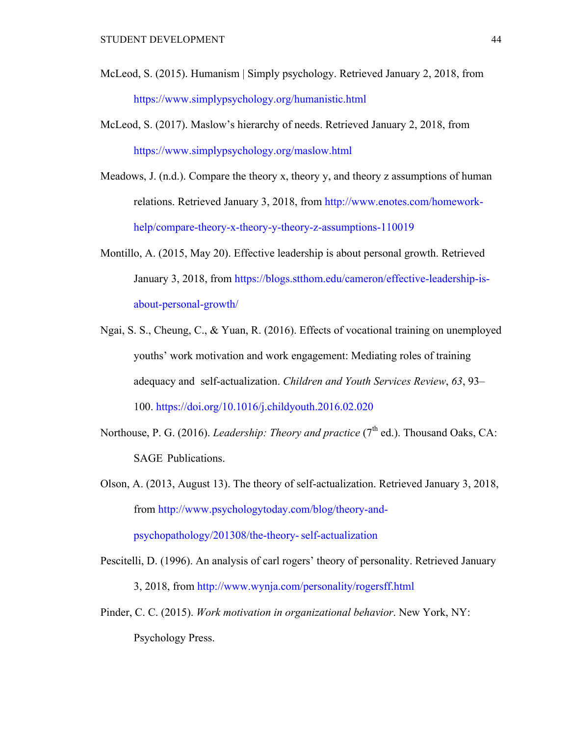McLeod, S. (2015). Humanism | Simply psychology. Retrieved January 2, 2018, from https://www.simplypsychology.org/humanistic.html

McLeod, S. (2017). Maslow's hierarchy of needs. Retrieved January 2, 2018, from https://www.simplypsychology.org/maslow.html

Meadows, J. (n.d.). Compare the theory x, theory y, and theory z assumptions of human relations. Retrieved January 3, 2018, from http://www.enotes.com/homework-help/compare-theory-x-theory-y-theory-z-assumptions-110019

Montillo, A. (2015, May 20). Effective leadership is about personal growth. Retrieved January 3, 2018, from https://blogs.stthom.edu/cameron/effective-leadership-is-about-personal-growth/

Ngai, S. S., Cheung, C., & Yuan, R. (2016). Effects of vocational training on unemployed youths' work motivation and work engagement: Mediating roles of training adequacy and self-actualization. *Children and Youth Services Review*, *63*, 93–100. https://doi.org/10.1016/j.childyouth.2016.02.020

Northouse, P. G. (2016). *Leadership: Theory and practice* (7th ed.). Thousand Oaks, CA: SAGE Publications.

Olson, A. (2013, August 13). The theory of self-actualization. Retrieved January 3, 2018, from http://www.psychologytoday.com/blog/theory-and-psychopathology/201308/the-theory- self-actualization

Pescitelli, D. (1996). An analysis of carl rogers' theory of personality. Retrieved January 3, 2018, from http://www.wynja.com/personality/rogersff.html

Pinder, C. C. (2015). *Work motivation in organizational behavior*. New York, NY: Psychology Press.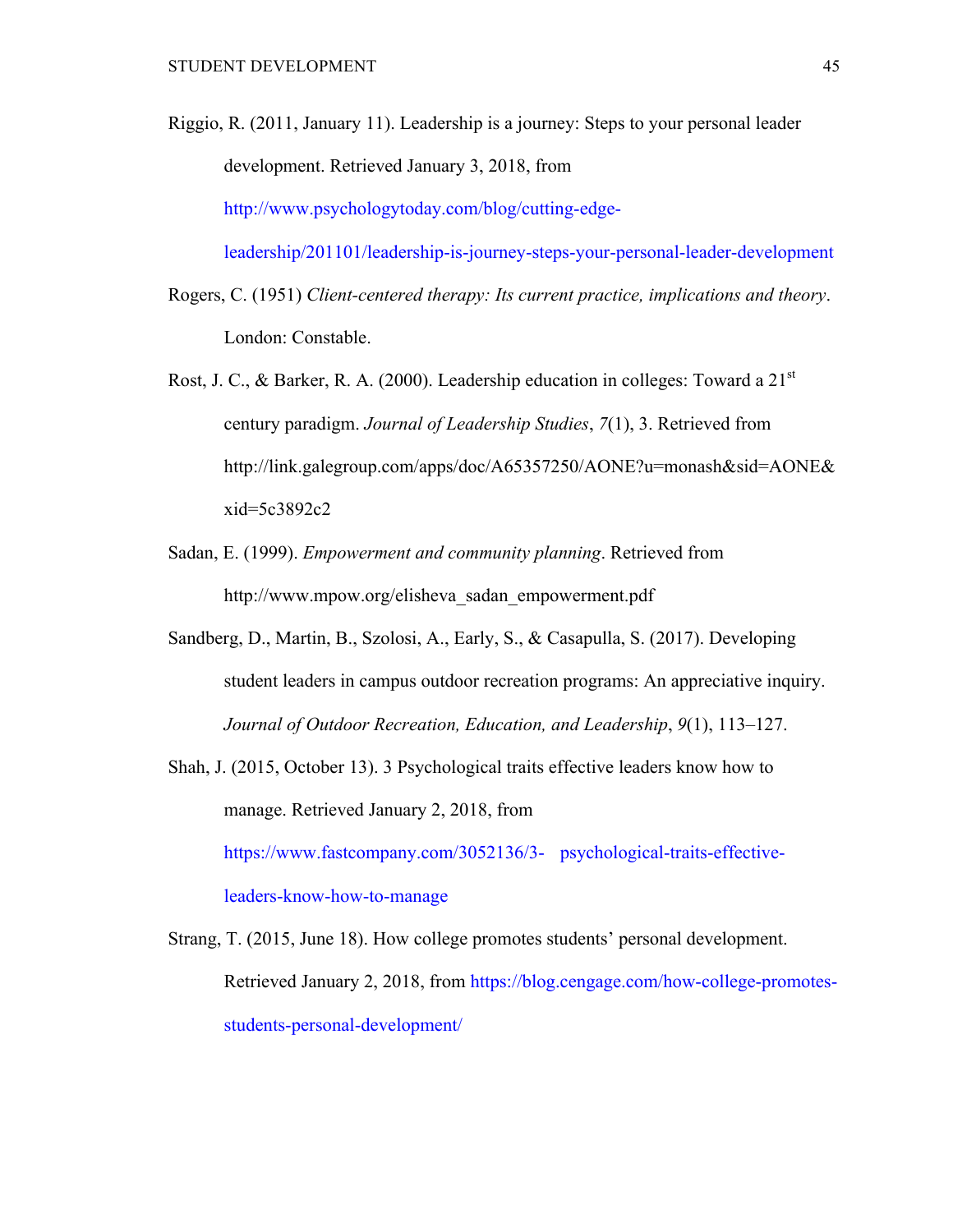Riggio, R. (2011, January 11). Leadership is a journey: Steps to your personal leader development. Retrieved January 3, 2018, from http://www.psychologytoday.com/blog/cutting-edge-leadership/201101/leadership-is-journey-steps-your-personal-leader-development

Rogers, C. (1951) *Client-centered therapy: Its current practice, implications and theory*. London: Constable.

Rost, J. C., & Barker, R. A. (2000). Leadership education in colleges: Toward a 21st century paradigm. *Journal of Leadership Studies*, *7*(1), 3. Retrieved from http://link.galegroup.com/apps/doc/A65357250/AONE?u=monash&sid=AONE&xid=5c3892c2

Sadan, E. (1999). *Empowerment and community planning*. Retrieved from http://www.mpow.org/elisheva_sadan_empowerment.pdf

Sandberg, D., Martin, B., Szolosi, A., Early, S., & Casapulla, S. (2017). Developing student leaders in campus outdoor recreation programs: An appreciative inquiry. *Journal of Outdoor Recreation, Education, and Leadership*, *9*(1), 113–127.

Shah, J. (2015, October 13). 3 Psychological traits effective leaders know how to manage. Retrieved January 2, 2018, from https://www.fastcompany.com/3052136/3- psychological-traits-effective-leaders-know-how-to-manage

Strang, T. (2015, June 18). How college promotes students' personal development. Retrieved January 2, 2018, from https://blog.cengage.com/how-college-promotes-students-personal-development/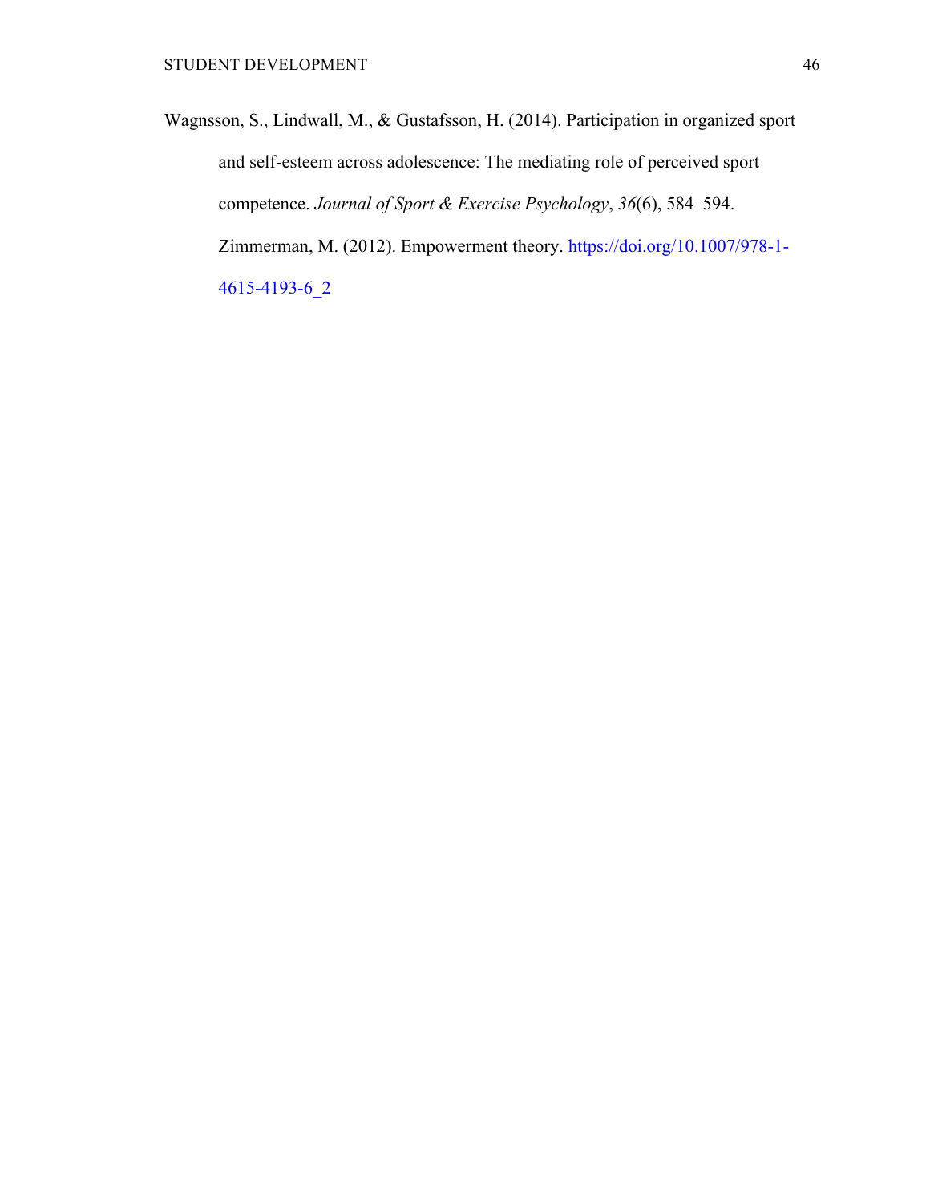Wagnsson, S., Lindwall, M., & Gustafsson, H. (2014). Participation in organized sport and self-esteem across adolescence: The mediating role of perceived sport competence. *Journal of Sport & Exercise Psychology*, *36*(6), 584–594.

Zimmerman, M. (2012). Empowerment theory. https://doi.org/10.1007/978-1-4615-4193-6_2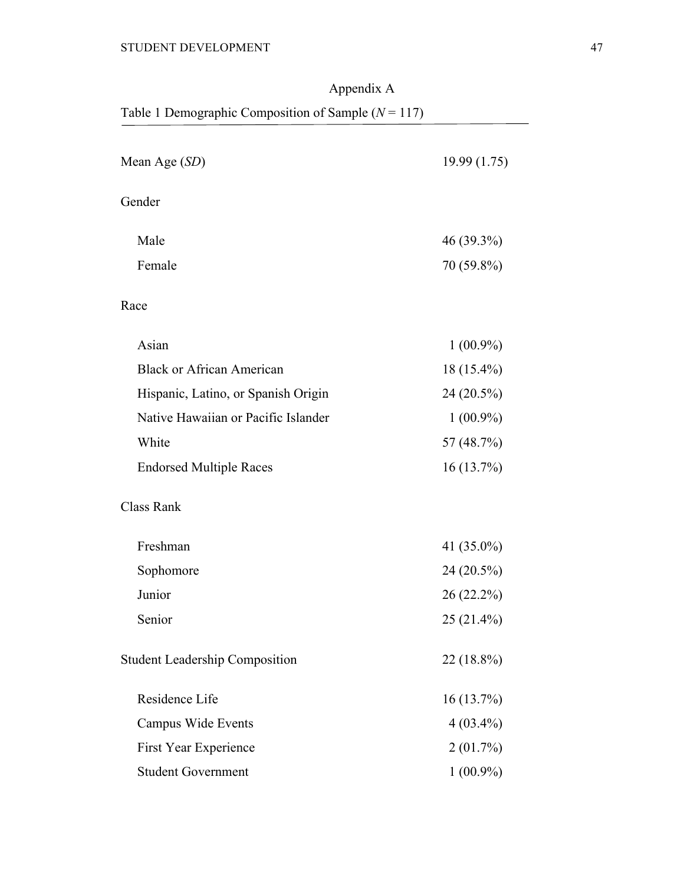Appendix A

Table 1 Demographic Composition of Sample ($N$ = 117)

| | |
|---|---|
| Mean Age (*SD*) | 19.99 (1.75) |
| Gender | |
| Male | 46 (39.3%) |
| Female | 70 (59.8%) |
| Race | |
| Asian | 1 (00.9%) |
| Black or African American | 18 (15.4%) |
| Hispanic, Latino, or Spanish Origin | 24 (20.5%) |
| Native Hawaiian or Pacific Islander | 1 (00.9%) |
| White | 57 (48.7%) |
| Endorsed Multiple Races | 16 (13.7%) |
| Class Rank | |
| Freshman | 41 (35.0%) |
| Sophomore | 24 (20.5%) |
| Junior | 26 (22.2%) |
| Senior | 25 (21.4%) |
| Student Leadership Composition | 22 (18.8%) |
| Residence Life | 16 (13.7%) |
| Campus Wide Events | 4 (03.4%) |
| First Year Experience | 2 (01.7%) |
| Student Government | 1 (00.9%) |